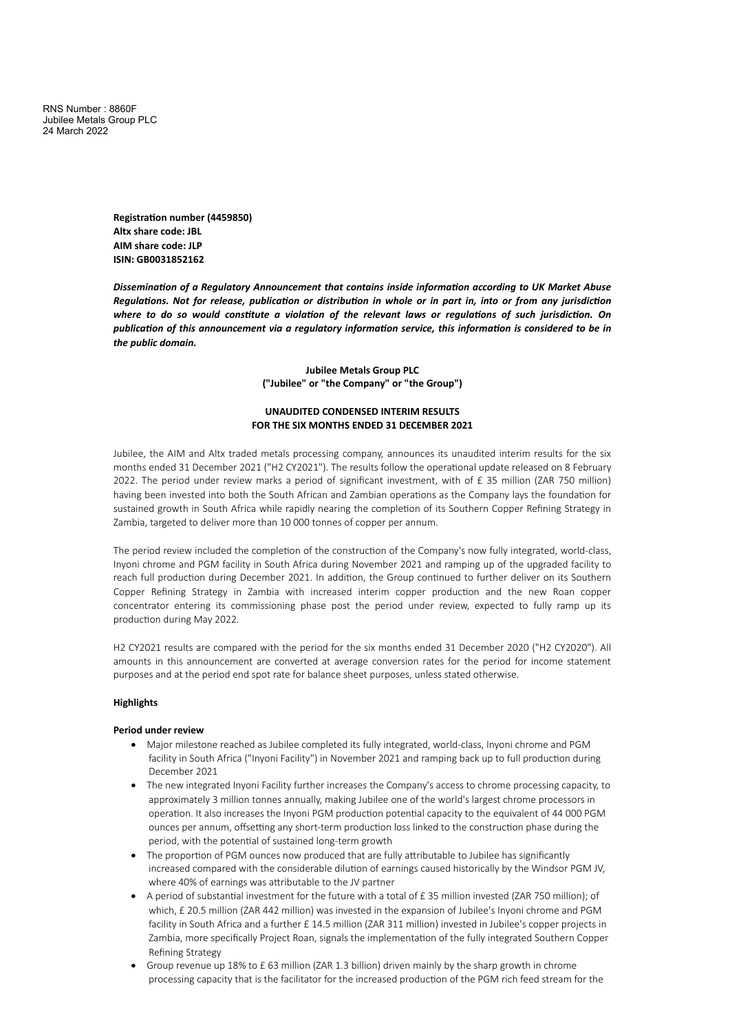RNS Number : 8860F
Jubilee Metals Group PLC
24 March 2022

**Registration number (4459850)**
**Altx share code: JBL**
**AIM share code: JLP**
**ISIN: GB0031852162**

***Dissemination of a Regulatory Announcement that contains inside information according to UK Market Abuse Regulations. Not for release, publication or distribution in whole or in part in, into or from any jurisdiction where to do so would constitute a violation of the relevant laws or regulations of such jurisdiction. On publication of this announcement via a regulatory information service, this information is considered to be in the public domain.***

**Jubilee Metals Group PLC**
**("Jubilee" or "the Company" or "the Group")**

**UNAUDITED CONDENSED INTERIM RESULTS**
**FOR THE SIX MONTHS ENDED 31 DECEMBER 2021**

Jubilee, the AIM and Altx traded metals processing company, announces its unaudited interim results for the six months ended 31 December 2021 ("H2 CY2021"). The results follow the operational update released on 8 February 2022. The period under review marks a period of significant investment, with of £ 35 million (ZAR 750 million) having been invested into both the South African and Zambian operations as the Company lays the foundation for sustained growth in South Africa while rapidly nearing the completion of its Southern Copper Refining Strategy in Zambia, targeted to deliver more than 10 000 tonnes of copper per annum.

The period review included the completion of the construction of the Company's now fully integrated, world-class, Inyoni chrome and PGM facility in South Africa during November 2021 and ramping up of the upgraded facility to reach full production during December 2021. In addition, the Group continued to further deliver on its Southern Copper Refining Strategy in Zambia with increased interim copper production and the new Roan copper concentrator entering its commissioning phase post the period under review, expected to fully ramp up its production during May 2022.

H2 CY2021 results are compared with the period for the six months ended 31 December 2020 ("H2 CY2020"). All amounts in this announcement are converted at average conversion rates for the period for income statement purposes and at the period end spot rate for balance sheet purposes, unless stated otherwise.

**Highlights**

**Period under review**

- Major milestone reached as Jubilee completed its fully integrated, world-class, Inyoni chrome and PGM facility in South Africa ("Inyoni Facility") in November 2021 and ramping back up to full production during December 2021
- The new integrated Inyoni Facility further increases the Company's access to chrome processing capacity, to approximately 3 million tonnes annually, making Jubilee one of the world's largest chrome processors in operation. It also increases the Inyoni PGM production potential capacity to the equivalent of 44 000 PGM ounces per annum, offsetting any short-term production loss linked to the construction phase during the period, with the potential of sustained long-term growth
- The proportion of PGM ounces now produced that are fully attributable to Jubilee has significantly increased compared with the considerable dilution of earnings caused historically by the Windsor PGM JV, where 40% of earnings was attributable to the JV partner
- A period of substantial investment for the future with a total of £ 35 million invested (ZAR 750 million); of which, £ 20.5 million (ZAR 442 million) was invested in the expansion of Jubilee's Inyoni chrome and PGM facility in South Africa and a further £ 14.5 million (ZAR 311 million) invested in Jubilee's copper projects in Zambia, more specifically Project Roan, signals the implementation of the fully integrated Southern Copper Refining Strategy
- Group revenue up 18% to £ 63 million (ZAR 1.3 billion) driven mainly by the sharp growth in chrome processing capacity that is the facilitator for the increased production of the PGM rich feed stream for the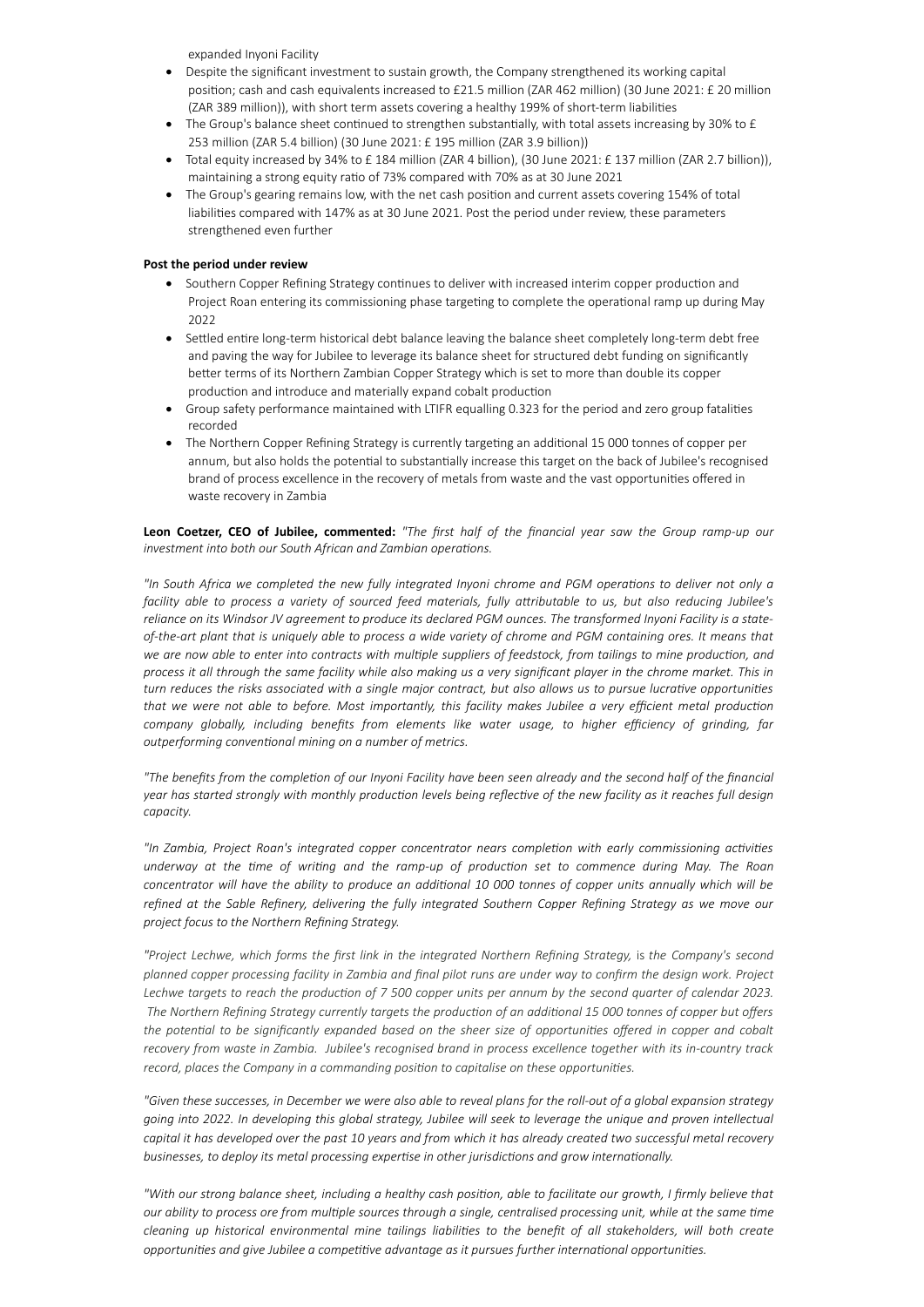expanded Inyoni Facility

- Despite the significant investment to sustain growth, the Company strengthened its working capital position; cash and cash equivalents increased to £21.5 million (ZAR 462 million) (30 June 2021: £ 20 million (ZAR 389 million)), with short term assets covering a healthy 199% of short-term liabilities
- The Group's balance sheet continued to strengthen substantially, with total assets increasing by 30% to £ 253 million (ZAR 5.4 billion) (30 June 2021: £ 195 million (ZAR 3.9 billion))
- Total equity increased by 34% to £ 184 million (ZAR 4 billion), (30 June 2021: £ 137 million (ZAR 2.7 billion)), maintaining a strong equity ratio of 73% compared with 70% as at 30 June 2021
- The Group's gearing remains low, with the net cash position and current assets covering 154% of total liabilities compared with 147% as at 30 June 2021. Post the period under review, these parameters strengthened even further

**Post the period under review**

- Southern Copper Refining Strategy continues to deliver with increased interim copper production and Project Roan entering its commissioning phase targeting to complete the operational ramp up during May 2022
- Settled entire long-term historical debt balance leaving the balance sheet completely long-term debt free and paving the way for Jubilee to leverage its balance sheet for structured debt funding on significantly better terms of its Northern Zambian Copper Strategy which is set to more than double its copper production and introduce and materially expand cobalt production
- Group safety performance maintained with LTIFR equalling 0.323 for the period and zero group fatalities recorded
- The Northern Copper Refining Strategy is currently targeting an additional 15 000 tonnes of copper per annum, but also holds the potential to substantially increase this target on the back of Jubilee's recognised brand of process excellence in the recovery of metals from waste and the vast opportunities offered in waste recovery in Zambia

**Leon Coetzer, CEO of Jubilee, commented:** *"The first half of the financial year saw the Group ramp-up our investment into both our South African and Zambian operations.*

*"In South Africa we completed the new fully integrated Inyoni chrome and PGM operations to deliver not only a facility able to process a variety of sourced feed materials, fully attributable to us, but also reducing Jubilee's reliance on its Windsor JV agreement to produce its declared PGM ounces. The transformed Inyoni Facility is a state-of-the-art plant that is uniquely able to process a wide variety of chrome and PGM containing ores. It means that we are now able to enter into contracts with multiple suppliers of feedstock, from tailings to mine production, and process it all through the same facility while also making us a very significant player in the chrome market. This in turn reduces the risks associated with a single major contract, but also allows us to pursue lucrative opportunities that we were not able to before. Most importantly, this facility makes Jubilee a very efficient metal production company globally, including benefits from elements like water usage, to higher efficiency of grinding, far outperforming conventional mining on a number of metrics.*

*"The benefits from the completion of our Inyoni Facility have been seen already and the second half of the financial year has started strongly with monthly production levels being reflective of the new facility as it reaches full design capacity.*

*"In Zambia, Project Roan's integrated copper concentrator nears completion with early commissioning activities underway at the time of writing and the ramp-up of production set to commence during May. The Roan concentrator will have the ability to produce an additional 10 000 tonnes of copper units annually which will be refined at the Sable Refinery, delivering the fully integrated Southern Copper Refining Strategy as we move our project focus to the Northern Refining Strategy.*

*"Project Lechwe, which forms the first link in the integrated Northern Refining Strategy,* is *the Company's second planned copper processing facility in Zambia and final pilot runs are under way to confirm the design work. Project Lechwe targets to reach the production of 7 500 copper units per annum by the second quarter of calendar 2023. The Northern Refining Strategy currently targets the production of an additional 15 000 tonnes of copper but offers the potential to be significantly expanded based on the sheer size of opportunities offered in copper and cobalt recovery from waste in Zambia. Jubilee's recognised brand in process excellence together with its in-country track record, places the Company in a commanding position to capitalise on these opportunities.*

*"Given these successes, in December we were also able to reveal plans for the roll-out of a global expansion strategy going into 2022. In developing this global strategy, Jubilee will seek to leverage the unique and proven intellectual capital it has developed over the past 10 years and from which it has already created two successful metal recovery businesses, to deploy its metal processing expertise in other jurisdictions and grow internationally.*

*"With our strong balance sheet, including a healthy cash position, able to facilitate our growth, I firmly believe that our ability to process ore from multiple sources through a single, centralised processing unit, while at the same time cleaning up historical environmental mine tailings liabilities to the benefit of all stakeholders, will both create opportunities and give Jubilee a competitive advantage as it pursues further international opportunities.*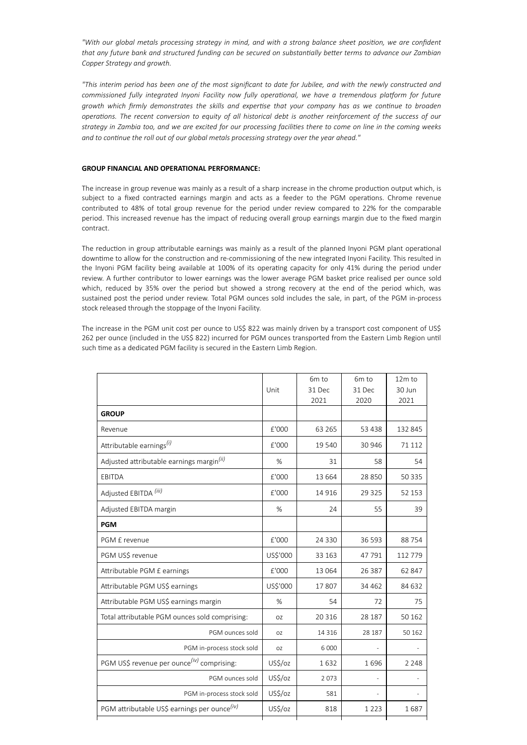*"With our global metals processing strategy in mind, and with a strong balance sheet position, we are confident that any future bank and structured funding can be secured on substantially better terms to advance our Zambian Copper Strategy and growth.*

*"This interim period has been one of the most significant to date for Jubilee, and with the newly constructed and commissioned fully integrated Inyoni Facility now fully operational, we have a tremendous platform for future growth which firmly demonstrates the skills and expertise that your company has as we continue to broaden operations. The recent conversion to equity of all historical debt is another reinforcement of the success of our strategy in Zambia too, and we are excited for our processing facilities there to come on line in the coming weeks and to continue the roll out of our global metals processing strategy over the year ahead."*

**GROUP FINANCIAL AND OPERATIONAL PERFORMANCE:**

The increase in group revenue was mainly as a result of a sharp increase in the chrome production output which, is subject to a fixed contracted earnings margin and acts as a feeder to the PGM operations. Chrome revenue contributed to 48% of total group revenue for the period under review compared to 22% for the comparable period. This increased revenue has the impact of reducing overall group earnings margin due to the fixed margin contract.

The reduction in group attributable earnings was mainly as a result of the planned Inyoni PGM plant operational downtime to allow for the construction and re-commissioning of the new integrated Inyoni Facility. This resulted in the Inyoni PGM facility being available at 100% of its operating capacity for only 41% during the period under review. A further contributor to lower earnings was the lower average PGM basket price realised per ounce sold which, reduced by 35% over the period but showed a strong recovery at the end of the period which, was sustained post the period under review. Total PGM ounces sold includes the sale, in part, of the PGM in-process stock released through the stoppage of the Inyoni Facility.

The increase in the PGM unit cost per ounce to US$ 822 was mainly driven by a transport cost component of US$ 262 per ounce (included in the US$ 822) incurred for PGM ounces transported from the Eastern Limb Region until such time as a dedicated PGM facility is secured in the Eastern Limb Region.

| | Unit | 6m to 31 Dec 2021 | 6m to 31 Dec 2020 | 12m to 30 Jun 2021 |
|---|---|---|---|---|
| **GROUP** | | | | |
| Revenue | £'000 | 63 265 | 53 438 | 132 845 |
| Attributable earnings*(i)* | £'000 | 19 540 | 30 946 | 71 112 |
| Adjusted attributable earnings margin*(ii)* | % | 31 | 58 | 54 |
| EBITDA | £'000 | 13 664 | 28 850 | 50 335 |
| Adjusted EBITDA *(iii)* | £'000 | 14 916 | 29 325 | 52 153 |
| Adjusted EBITDA margin | % | 24 | 55 | 39 |
| **PGM** | | | | |
| PGM £ revenue | £'000 | 24 330 | 36 593 | 88 754 |
| PGM US$ revenue | US$'000 | 33 163 | 47 791 | 112 779 |
| Attributable PGM £ earnings | £'000 | 13 064 | 26 387 | 62 847 |
| Attributable PGM US$ earnings | US$'000 | 17 807 | 34 462 | 84 632 |
| Attributable PGM US$ earnings margin | % | 54 | 72 | 75 |
| Total attributable PGM ounces sold comprising: | oz | 20 316 | 28 187 | 50 162 |
| PGM ounces sold | oz | 14 316 | 28 187 | 50 162 |
| PGM in-process stock sold | oz | 6 000 | - | - |
| PGM US$ revenue per ounce*(iv)* comprising: | US$/oz | 1 632 | 1 696 | 2 248 |
| PGM ounces sold | US$/oz | 2 073 | - | - |
| PGM in-process stock sold | US$/oz | 581 | - | - |
| PGM attributable US$ earnings per ounce*(iv)* | US$/oz | 818 | 1 223 | 1 687 |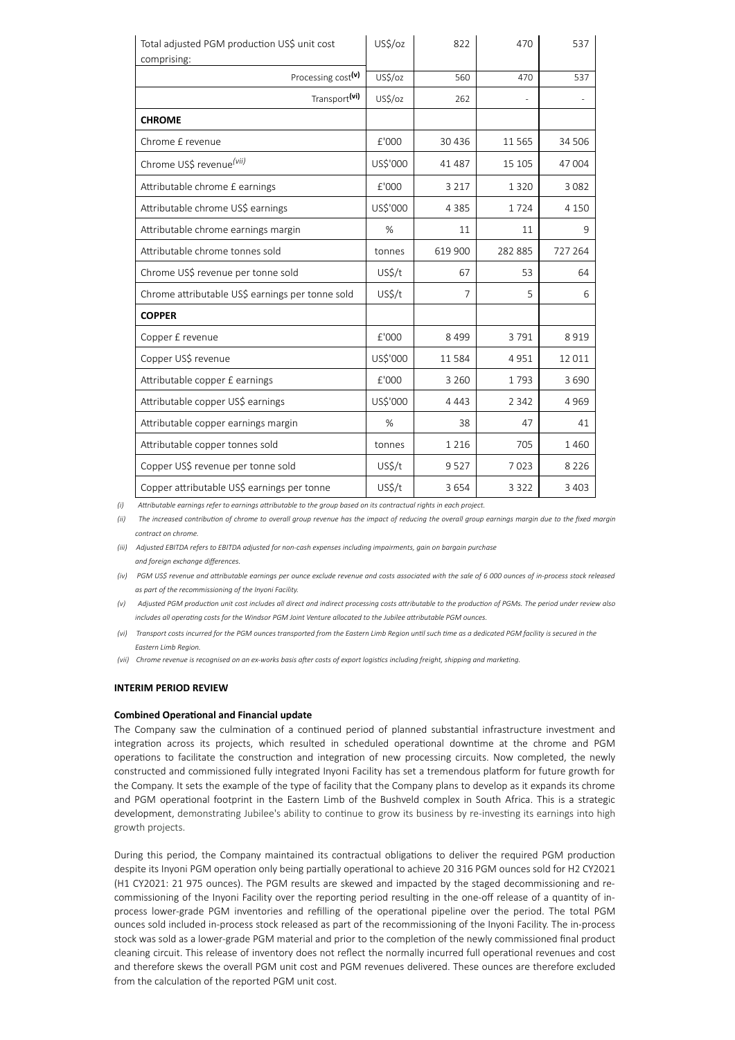| Total adjusted PGM production US$ unit cost comprising: | US$/oz | 822 | 470 | 537 |
|---|---|---|---|---|
| Processing cost[(v)] | US$/oz | 560 | 470 | 537 |
| Transport[(vi)] | US$/oz | 262 | - | - |
| **CHROME** | | | | |
| Chrome £ revenue | £'000 | 30 436 | 11 565 | 34 506 |
| Chrome US$ revenue[(vii)] | US$'000 | 41 487 | 15 105 | 47 004 |
| Attributable chrome £ earnings | £'000 | 3 217 | 1 320 | 3 082 |
| Attributable chrome US$ earnings | US$'000 | 4 385 | 1 724 | 4 150 |
| Attributable chrome earnings margin | % | 11 | 11 | 9 |
| Attributable chrome tonnes sold | tonnes | 619 900 | 282 885 | 727 264 |
| Chrome US$ revenue per tonne sold | US$/t | 67 | 53 | 64 |
| Chrome attributable US$ earnings per tonne sold | US$/t | 7 | 5 | 6 |
| **COPPER** | | | | |
| Copper £ revenue | £'000 | 8 499 | 3 791 | 8 919 |
| Copper US$ revenue | US$'000 | 11 584 | 4 951 | 12 011 |
| Attributable copper £ earnings | £'000 | 3 260 | 1 793 | 3 690 |
| Attributable copper US$ earnings | US$'000 | 4 443 | 2 342 | 4 969 |
| Attributable copper earnings margin | % | 38 | 47 | 41 |
| Attributable copper tonnes sold | tonnes | 1 216 | 705 | 1 460 |
| Copper US$ revenue per tonne sold | US$/t | 9 527 | 7 023 | 8 226 |
| Copper attributable US$ earnings per tonne | US$/t | 3 654 | 3 322 | 3 403 |

*(i) Attributable earnings refer to earnings attributable to the group based on its contractual rights in each project.*

*(ii) The increased contribution of chrome to overall group revenue has the impact of reducing the overall group earnings margin due to the fixed margin contract on chrome.*

*(iii) Adjusted EBITDA refers to EBITDA adjusted for non-cash expenses including impairments, gain on bargain purchase and foreign exchange differences.*

*(iv) PGM US$ revenue and attributable earnings per ounce exclude revenue and costs associated with the sale of 6 000 ounces of in-process stock released as part of the recommissioning of the Inyoni Facility.*

*(v) Adjusted PGM production unit cost includes all direct and indirect processing costs attributable to the production of PGMs. The period under review also includes all operating costs for the Windsor PGM Joint Venture allocated to the Jubilee attributable PGM ounces.*

*(vi) Transport costs incurred for the PGM ounces transported from the Eastern Limb Region until such time as a dedicated PGM facility is secured in the Eastern Limb Region.*

*(vii) Chrome revenue is recognised on an ex-works basis after costs of export logistics including freight, shipping and marketing.*

**INTERIM PERIOD REVIEW**

**Combined Operational and Financial update**

The Company saw the culmination of a continued period of planned substantial infrastructure investment and integration across its projects, which resulted in scheduled operational downtime at the chrome and PGM operations to facilitate the construction and integration of new processing circuits. Now completed, the newly constructed and commissioned fully integrated Inyoni Facility has set a tremendous platform for future growth for the Company. It sets the example of the type of facility that the Company plans to develop as it expands its chrome and PGM operational footprint in the Eastern Limb of the Bushveld complex in South Africa. This is a strategic development, demonstrating Jubilee's ability to continue to grow its business by re-investing its earnings into high growth projects.

During this period, the Company maintained its contractual obligations to deliver the required PGM production despite its Inyoni PGM operation only being partially operational to achieve 20 316 PGM ounces sold for H2 CY2021 (H1 CY2021: 21 975 ounces). The PGM results are skewed and impacted by the staged decommissioning and re-commissioning of the Inyoni Facility over the reporting period resulting in the one-off release of a quantity of in-process lower-grade PGM inventories and refilling of the operational pipeline over the period. The total PGM ounces sold included in-process stock released as part of the recommissioning of the Inyoni Facility. The in-process stock was sold as a lower-grade PGM material and prior to the completion of the newly commissioned final product cleaning circuit. This release of inventory does not reflect the normally incurred full operational revenues and cost and therefore skews the overall PGM unit cost and PGM revenues delivered. These ounces are therefore excluded from the calculation of the reported PGM unit cost.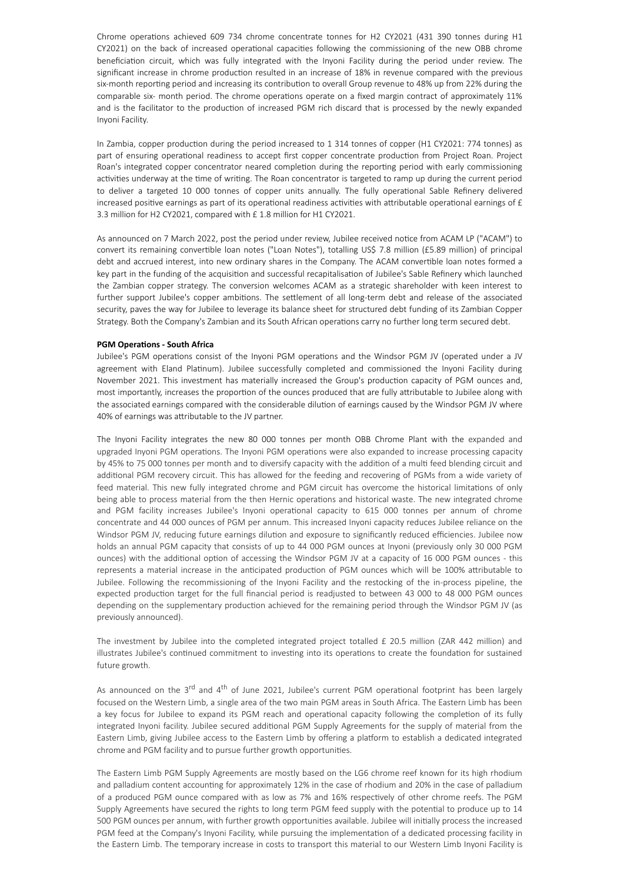Chrome operations achieved 609 734 chrome concentrate tonnes for H2 CY2021 (431 390 tonnes during H1 CY2021) on the back of increased operational capacities following the commissioning of the new OBB chrome beneficiation circuit, which was fully integrated with the Inyoni Facility during the period under review. The significant increase in chrome production resulted in an increase of 18% in revenue compared with the previous six-month reporting period and increasing its contribution to overall Group revenue to 48% up from 22% during the comparable six- month period. The chrome operations operate on a fixed margin contract of approximately 11% and is the facilitator to the production of increased PGM rich discard that is processed by the newly expanded Inyoni Facility.

In Zambia, copper production during the period increased to 1 314 tonnes of copper (H1 CY2021: 774 tonnes) as part of ensuring operational readiness to accept first copper concentrate production from Project Roan. Project Roan's integrated copper concentrator neared completion during the reporting period with early commissioning activities underway at the time of writing. The Roan concentrator is targeted to ramp up during the current period to deliver a targeted 10 000 tonnes of copper units annually. The fully operational Sable Refinery delivered increased positive earnings as part of its operational readiness activities with attributable operational earnings of £ 3.3 million for H2 CY2021, compared with £ 1.8 million for H1 CY2021.

As announced on 7 March 2022, post the period under review, Jubilee received notice from ACAM LP ("ACAM") to convert its remaining convertible loan notes ("Loan Notes"), totalling US$ 7.8 million (£5.89 million) of principal debt and accrued interest, into new ordinary shares in the Company. The ACAM convertible loan notes formed a key part in the funding of the acquisition and successful recapitalisation of Jubilee's Sable Refinery which launched the Zambian copper strategy. The conversion welcomes ACAM as a strategic shareholder with keen interest to further support Jubilee's copper ambitions. The settlement of all long-term debt and release of the associated security, paves the way for Jubilee to leverage its balance sheet for structured debt funding of its Zambian Copper Strategy. Both the Company's Zambian and its South African operations carry no further long term secured debt.

**PGM Operations - South Africa**

Jubilee's PGM operations consist of the Inyoni PGM operations and the Windsor PGM JV (operated under a JV agreement with Eland Platinum). Jubilee successfully completed and commissioned the Inyoni Facility during November 2021. This investment has materially increased the Group's production capacity of PGM ounces and, most importantly, increases the proportion of the ounces produced that are fully attributable to Jubilee along with the associated earnings compared with the considerable dilution of earnings caused by the Windsor PGM JV where 40% of earnings was attributable to the JV partner.

The Inyoni Facility integrates the new 80 000 tonnes per month OBB Chrome Plant with the expanded and upgraded Inyoni PGM operations. The Inyoni PGM operations were also expanded to increase processing capacity by 45% to 75 000 tonnes per month and to diversify capacity with the addition of a multi feed blending circuit and additional PGM recovery circuit. This has allowed for the feeding and recovering of PGMs from a wide variety of feed material. This new fully integrated chrome and PGM circuit has overcome the historical limitations of only being able to process material from the then Hernic operations and historical waste. The new integrated chrome and PGM facility increases Jubilee's Inyoni operational capacity to 615 000 tonnes per annum of chrome concentrate and 44 000 ounces of PGM per annum. This increased Inyoni capacity reduces Jubilee reliance on the Windsor PGM JV, reducing future earnings dilution and exposure to significantly reduced efficiencies. Jubilee now holds an annual PGM capacity that consists of up to 44 000 PGM ounces at Inyoni (previously only 30 000 PGM ounces) with the additional option of accessing the Windsor PGM JV at a capacity of 16 000 PGM ounces - this represents a material increase in the anticipated production of PGM ounces which will be 100% attributable to Jubilee. Following the recommissioning of the Inyoni Facility and the restocking of the in-process pipeline, the expected production target for the full financial period is readjusted to between 43 000 to 48 000 PGM ounces depending on the supplementary production achieved for the remaining period through the Windsor PGM JV (as previously announced).

The investment by Jubilee into the completed integrated project totalled £ 20.5 million (ZAR 442 million) and illustrates Jubilee's continued commitment to investing into its operations to create the foundation for sustained future growth.

As announced on the 3rd and 4th of June 2021, Jubilee's current PGM operational footprint has been largely focused on the Western Limb, a single area of the two main PGM areas in South Africa. The Eastern Limb has been a key focus for Jubilee to expand its PGM reach and operational capacity following the completion of its fully integrated Inyoni facility. Jubilee secured additional PGM Supply Agreements for the supply of material from the Eastern Limb, giving Jubilee access to the Eastern Limb by offering a platform to establish a dedicated integrated chrome and PGM facility and to pursue further growth opportunities.

The Eastern Limb PGM Supply Agreements are mostly based on the LG6 chrome reef known for its high rhodium and palladium content accounting for approximately 12% in the case of rhodium and 20% in the case of palladium of a produced PGM ounce compared with as low as 7% and 16% respectively of other chrome reefs. The PGM Supply Agreements have secured the rights to long term PGM feed supply with the potential to produce up to 14 500 PGM ounces per annum, with further growth opportunities available. Jubilee will initially process the increased PGM feed at the Company's Inyoni Facility, while pursuing the implementation of a dedicated processing facility in the Eastern Limb. The temporary increase in costs to transport this material to our Western Limb Inyoni Facility is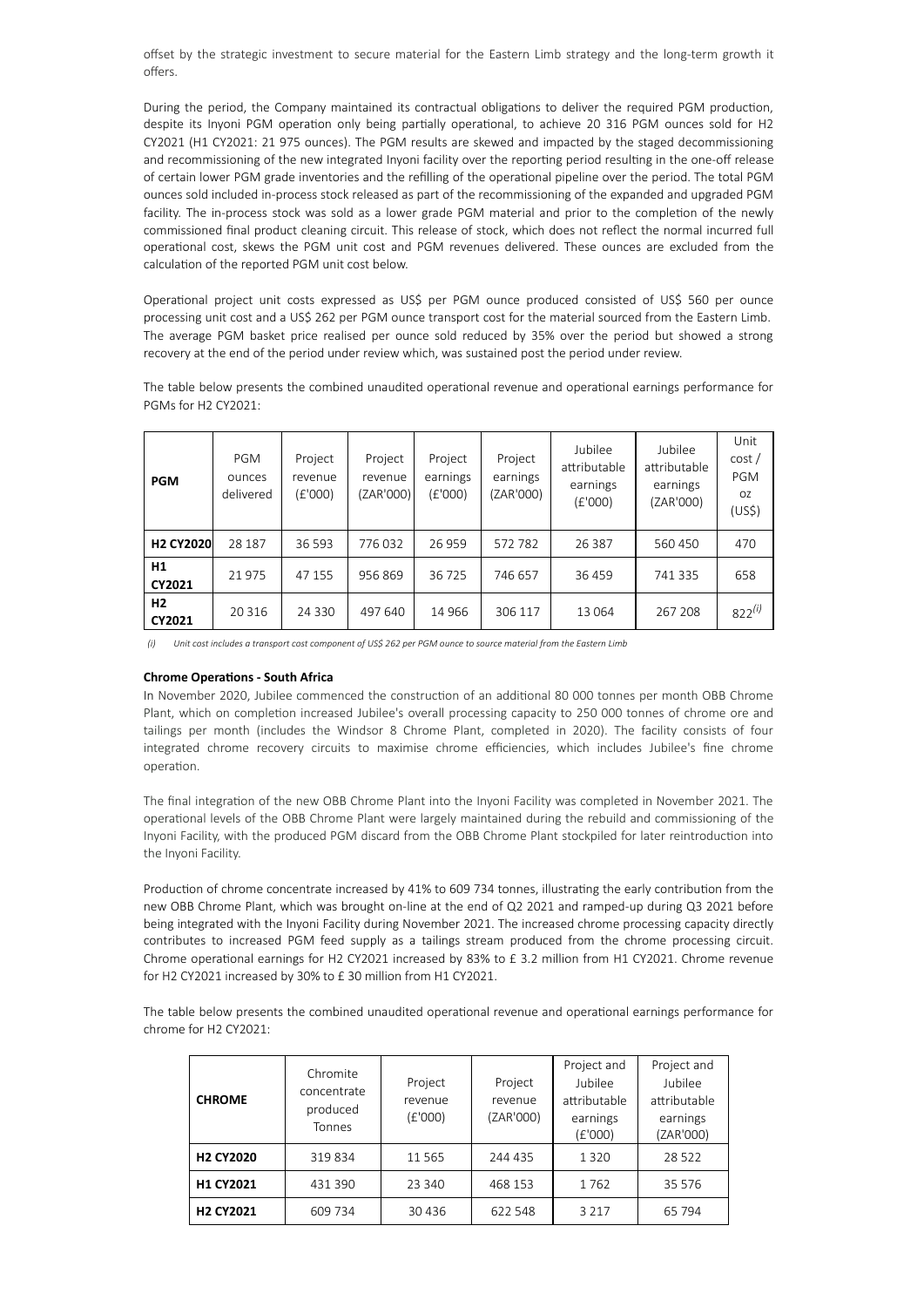offset by the strategic investment to secure material for the Eastern Limb strategy and the long-term growth it offers.

During the period, the Company maintained its contractual obligations to deliver the required PGM production, despite its Inyoni PGM operation only being partially operational, to achieve 20 316 PGM ounces sold for H2 CY2021 (H1 CY2021: 21 975 ounces). The PGM results are skewed and impacted by the staged decommissioning and recommissioning of the new integrated Inyoni facility over the reporting period resulting in the one-off release of certain lower PGM grade inventories and the refilling of the operational pipeline over the period. The total PGM ounces sold included in-process stock released as part of the recommissioning of the expanded and upgraded PGM facility. The in-process stock was sold as a lower grade PGM material and prior to the completion of the newly commissioned final product cleaning circuit. This release of stock, which does not reflect the normal incurred full operational cost, skews the PGM unit cost and PGM revenues delivered. These ounces are excluded from the calculation of the reported PGM unit cost below.

Operational project unit costs expressed as US$ per PGM ounce produced consisted of US$ 560 per ounce processing unit cost and a US$ 262 per PGM ounce transport cost for the material sourced from the Eastern Limb. The average PGM basket price realised per ounce sold reduced by 35% over the period but showed a strong recovery at the end of the period under review which, was sustained post the period under review.

The table below presents the combined unaudited operational revenue and operational earnings performance for PGMs for H2 CY2021:

| PGM | PGM ounces delivered | Project revenue (£'000) | Project revenue (ZAR'000) | Project earnings (£'000) | Project earnings (ZAR'000) | Jubilee attributable earnings (£'000) | Jubilee attributable earnings (ZAR'000) | Unit cost / PGM oz (US$) |
|---|---|---|---|---|---|---|---|---|
| **H2 CY2020** | 28 187 | 36 593 | 776 032 | 26 959 | 572 782 | 26 387 | 560 450 | 470 |
| **H1 CY2021** | 21 975 | 47 155 | 956 869 | 36 725 | 746 657 | 36 459 | 741 335 | 658 |
| **H2 CY2021** | 20 316 | 24 330 | 497 640 | 14 966 | 306 117 | 13 064 | 267 208 | 822[(i)] |

*(i) Unit cost includes a transport cost component of US$ 262 per PGM ounce to source material from the Eastern Limb*

**Chrome Operations - South Africa**

In November 2020, Jubilee commenced the construction of an additional 80 000 tonnes per month OBB Chrome Plant, which on completion increased Jubilee's overall processing capacity to 250 000 tonnes of chrome ore and tailings per month (includes the Windsor 8 Chrome Plant, completed in 2020). The facility consists of four integrated chrome recovery circuits to maximise chrome efficiencies, which includes Jubilee's fine chrome operation.

The final integration of the new OBB Chrome Plant into the Inyoni Facility was completed in November 2021. The operational levels of the OBB Chrome Plant were largely maintained during the rebuild and commissioning of the Inyoni Facility, with the produced PGM discard from the OBB Chrome Plant stockpiled for later reintroduction into the Inyoni Facility.

Production of chrome concentrate increased by 41% to 609 734 tonnes, illustrating the early contribution from the new OBB Chrome Plant, which was brought on-line at the end of Q2 2021 and ramped-up during Q3 2021 before being integrated with the Inyoni Facility during November 2021. The increased chrome processing capacity directly contributes to increased PGM feed supply as a tailings stream produced from the chrome processing circuit. Chrome operational earnings for H2 CY2021 increased by 83% to £ 3.2 million from H1 CY2021. Chrome revenue for H2 CY2021 increased by 30% to £ 30 million from H1 CY2021.

The table below presents the combined unaudited operational revenue and operational earnings performance for chrome for H2 CY2021:

| CHROME | Chromite concentrate produced Tonnes | Project revenue (£'000) | Project revenue (ZAR'000) | Project and Jubilee attributable earnings (£'000) | Project and Jubilee attributable earnings (ZAR'000) |
|---|---|---|---|---|---|
| **H2 CY2020** | 319 834 | 11 565 | 244 435 | 1 320 | 28 522 |
| **H1 CY2021** | 431 390 | 23 340 | 468 153 | 1 762 | 35 576 |
| **H2 CY2021** | 609 734 | 30 436 | 622 548 | 3 217 | 65 794 |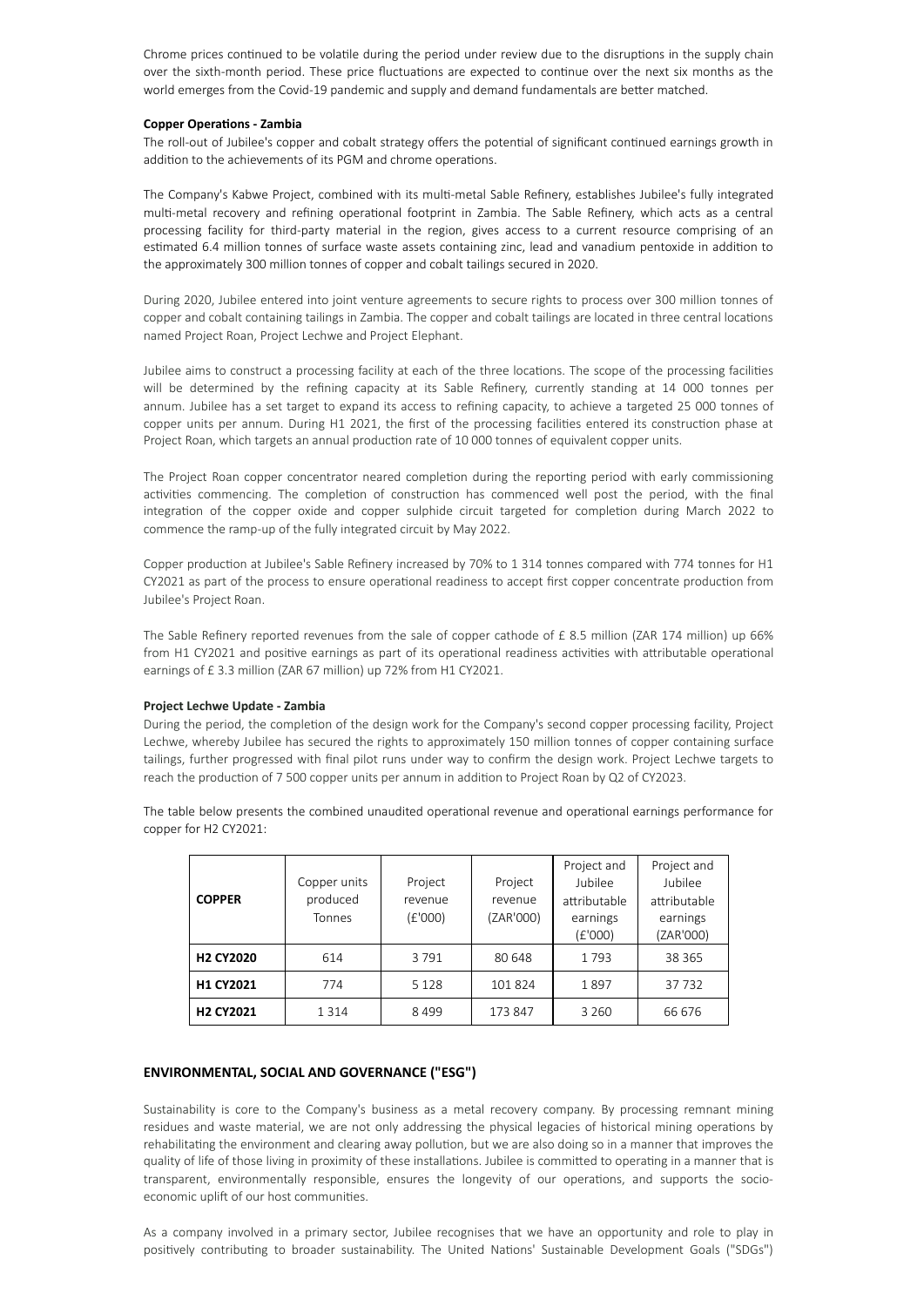Chrome prices continued to be volatile during the period under review due to the disruptions in the supply chain over the sixth-month period. These price fluctuations are expected to continue over the next six months as the world emerges from the Covid-19 pandemic and supply and demand fundamentals are better matched.

**Copper Operations - Zambia**

The roll-out of Jubilee's copper and cobalt strategy offers the potential of significant continued earnings growth in addition to the achievements of its PGM and chrome operations.

The Company's Kabwe Project, combined with its multi-metal Sable Refinery, establishes Jubilee's fully integrated multi-metal recovery and refining operational footprint in Zambia. The Sable Refinery, which acts as a central processing facility for third-party material in the region, gives access to a current resource comprising of an estimated 6.4 million tonnes of surface waste assets containing zinc, lead and vanadium pentoxide in addition to the approximately 300 million tonnes of copper and cobalt tailings secured in 2020.

During 2020, Jubilee entered into joint venture agreements to secure rights to process over 300 million tonnes of copper and cobalt containing tailings in Zambia. The copper and cobalt tailings are located in three central locations named Project Roan, Project Lechwe and Project Elephant.

Jubilee aims to construct a processing facility at each of the three locations. The scope of the processing facilities will be determined by the refining capacity at its Sable Refinery, currently standing at 14 000 tonnes per annum. Jubilee has a set target to expand its access to refining capacity, to achieve a targeted 25 000 tonnes of copper units per annum. During H1 2021, the first of the processing facilities entered its construction phase at Project Roan, which targets an annual production rate of 10 000 tonnes of equivalent copper units.

The Project Roan copper concentrator neared completion during the reporting period with early commissioning activities commencing. The completion of construction has commenced well post the period, with the final integration of the copper oxide and copper sulphide circuit targeted for completion during March 2022 to commence the ramp-up of the fully integrated circuit by May 2022.

Copper production at Jubilee's Sable Refinery increased by 70% to 1 314 tonnes compared with 774 tonnes for H1 CY2021 as part of the process to ensure operational readiness to accept first copper concentrate production from Jubilee's Project Roan.

The Sable Refinery reported revenues from the sale of copper cathode of £ 8.5 million (ZAR 174 million) up 66% from H1 CY2021 and positive earnings as part of its operational readiness activities with attributable operational earnings of £ 3.3 million (ZAR 67 million) up 72% from H1 CY2021.

**Project Lechwe Update - Zambia**

During the period, the completion of the design work for the Company's second copper processing facility, Project Lechwe, whereby Jubilee has secured the rights to approximately 150 million tonnes of copper containing surface tailings, further progressed with final pilot runs under way to confirm the design work. Project Lechwe targets to reach the production of 7 500 copper units per annum in addition to Project Roan by Q2 of CY2023.

The table below presents the combined unaudited operational revenue and operational earnings performance for copper for H2 CY2021:

| **COPPER** | Copper units produced Tonnes | Project revenue (£'000) | Project revenue (ZAR'000) | Project and Jubilee attributable earnings (£'000) | Project and Jubilee attributable earnings (ZAR'000) |
|---|---|---|---|---|---|
| **H2 CY2020** | 614 | 3 791 | 80 648 | 1 793 | 38 365 |
| **H1 CY2021** | 774 | 5 128 | 101 824 | 1 897 | 37 732 |
| **H2 CY2021** | 1 314 | 8 499 | 173 847 | 3 260 | 66 676 |

## ENVIRONMENTAL, SOCIAL AND GOVERNANCE ("ESG")

Sustainability is core to the Company's business as a metal recovery company. By processing remnant mining residues and waste material, we are not only addressing the physical legacies of historical mining operations by rehabilitating the environment and clearing away pollution, but we are also doing so in a manner that improves the quality of life of those living in proximity of these installations. Jubilee is committed to operating in a manner that is transparent, environmentally responsible, ensures the longevity of our operations, and supports the socio-economic uplift of our host communities.

As a company involved in a primary sector, Jubilee recognises that we have an opportunity and role to play in positively contributing to broader sustainability. The United Nations' Sustainable Development Goals ("SDGs")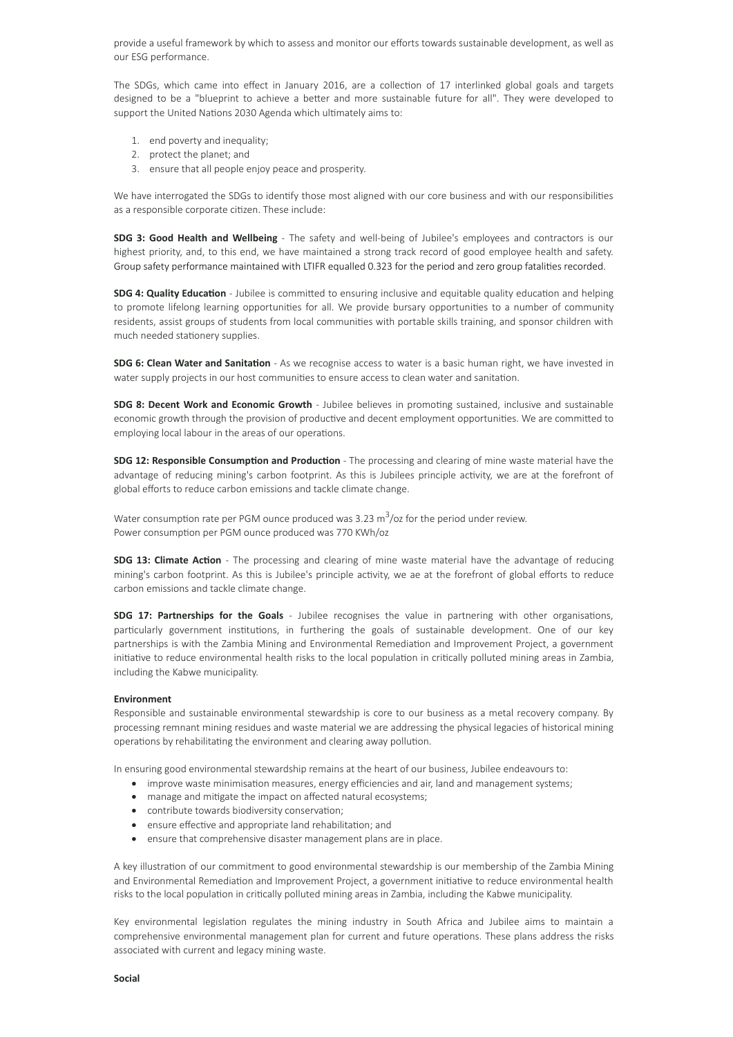provide a useful framework by which to assess and monitor our efforts towards sustainable development, as well as our ESG performance.

The SDGs, which came into effect in January 2016, are a collection of 17 interlinked global goals and targets designed to be a "blueprint to achieve a better and more sustainable future for all". They were developed to support the United Nations 2030 Agenda which ultimately aims to:

1. end poverty and inequality;
2. protect the planet; and
3. ensure that all people enjoy peace and prosperity.

We have interrogated the SDGs to identify those most aligned with our core business and with our responsibilities as a responsible corporate citizen. These include:

**SDG 3: Good Health and Wellbeing** - The safety and well-being of Jubilee's employees and contractors is our highest priority, and, to this end, we have maintained a strong track record of good employee health and safety. Group safety performance maintained with LTIFR equalled 0.323 for the period and zero group fatalities recorded.

**SDG 4: Quality Education** - Jubilee is committed to ensuring inclusive and equitable quality education and helping to promote lifelong learning opportunities for all. We provide bursary opportunities to a number of community residents, assist groups of students from local communities with portable skills training, and sponsor children with much needed stationery supplies.

**SDG 6: Clean Water and Sanitation** - As we recognise access to water is a basic human right, we have invested in water supply projects in our host communities to ensure access to clean water and sanitation.

**SDG 8: Decent Work and Economic Growth** - Jubilee believes in promoting sustained, inclusive and sustainable economic growth through the provision of productive and decent employment opportunities. We are committed to employing local labour in the areas of our operations.

**SDG 12: Responsible Consumption and Production** - The processing and clearing of mine waste material have the advantage of reducing mining's carbon footprint. As this is Jubilees principle activity, we are at the forefront of global efforts to reduce carbon emissions and tackle climate change.

Water consumption rate per PGM ounce produced was 3.23 $m^3$/oz for the period under review.
Power consumption per PGM ounce produced was 770 KWh/oz

**SDG 13: Climate Action** - The processing and clearing of mine waste material have the advantage of reducing mining's carbon footprint. As this is Jubilee's principle activity, we ae at the forefront of global efforts to reduce carbon emissions and tackle climate change.

**SDG 17: Partnerships for the Goals** - Jubilee recognises the value in partnering with other organisations, particularly government institutions, in furthering the goals of sustainable development. One of our key partnerships is with the Zambia Mining and Environmental Remediation and Improvement Project, a government initiative to reduce environmental health risks to the local population in critically polluted mining areas in Zambia, including the Kabwe municipality.

**Environment**

Responsible and sustainable environmental stewardship is core to our business as a metal recovery company. By processing remnant mining residues and waste material we are addressing the physical legacies of historical mining operations by rehabilitating the environment and clearing away pollution.

In ensuring good environmental stewardship remains at the heart of our business, Jubilee endeavours to:

- improve waste minimisation measures, energy efficiencies and air, land and management systems;
- manage and mitigate the impact on affected natural ecosystems;
- contribute towards biodiversity conservation;
- ensure effective and appropriate land rehabilitation; and
- ensure that comprehensive disaster management plans are in place.

A key illustration of our commitment to good environmental stewardship is our membership of the Zambia Mining and Environmental Remediation and Improvement Project, a government initiative to reduce environmental health risks to the local population in critically polluted mining areas in Zambia, including the Kabwe municipality.

Key environmental legislation regulates the mining industry in South Africa and Jubilee aims to maintain a comprehensive environmental management plan for current and future operations. These plans address the risks associated with current and legacy mining waste.

**Social**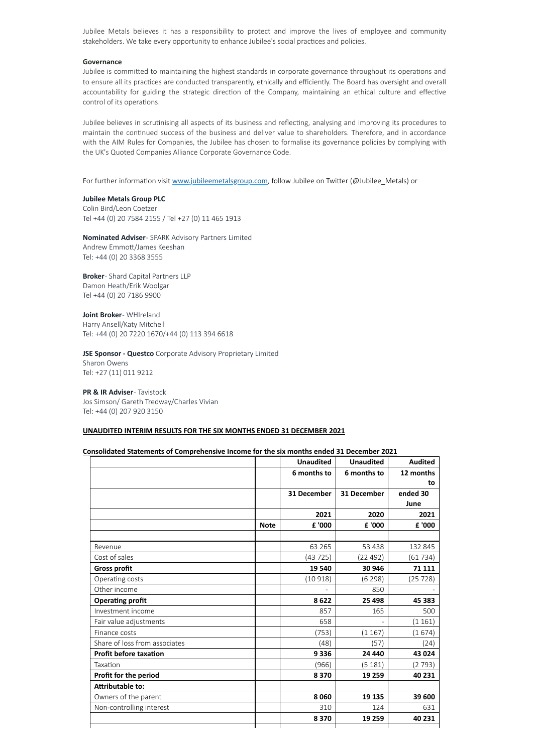Jubilee Metals believes it has a responsibility to protect and improve the lives of employee and community stakeholders. We take every opportunity to enhance Jubilee's social practices and policies.

**Governance**

Jubilee is committed to maintaining the highest standards in corporate governance throughout its operations and to ensure all its practices are conducted transparently, ethically and efficiently. The Board has oversight and overall accountability for guiding the strategic direction of the Company, maintaining an ethical culture and effective control of its operations.

Jubilee believes in scrutinising all aspects of its business and reflecting, analysing and improving its procedures to maintain the continued success of the business and deliver value to shareholders. Therefore, and in accordance with the AIM Rules for Companies, the Jubilee has chosen to formalise its governance policies by complying with the UK's Quoted Companies Alliance Corporate Governance Code.

For further information visit [www.jubileemetalsgroup.com](www.jubileemetalsgroup.com), follow Jubilee on Twitter (@Jubilee_Metals) or

**Jubilee Metals Group PLC**
Colin Bird/Leon Coetzer
Tel +44 (0) 20 7584 2155 / Tel +27 (0) 11 465 1913

**Nominated Adviser**- SPARK Advisory Partners Limited
Andrew Emmott/James Keeshan
Tel: +44 (0) 20 3368 3555

**Broker**- Shard Capital Partners LLP
Damon Heath/Erik Woolgar
Tel +44 (0) 20 7186 9900

**Joint Broker**- WHIreland
Harry Ansell/Katy Mitchell
Tel: +44 (0) 20 7220 1670/+44 (0) 113 394 6618

**JSE Sponsor - Questco** Corporate Advisory Proprietary Limited
Sharon Owens
Tel: +27 (11) 011 9212

**PR & IR Adviser**- Tavistock
Jos Simson/ Gareth Tredway/Charles Vivian
Tel: +44 (0) 207 920 3150

**UNAUDITED INTERIM RESULTS FOR THE SIX MONTHS ENDED 31 DECEMBER 2021**

**Consolidated Statements of Comprehensive Income for the six months ended 31 December 2021**

| | | **Unaudited** | **Unaudited** | **Audited** |
|---|---|---|---|---|
| | | **6 months to** | **6 months to** | **12 months to** |
| | | **31 December** | **31 December** | **ended 30 June** |
| | | **2021** | **2020** | **2021** |
| | **Note** | **£ '000** | **£ '000** | **£ '000** |
| | | | | |
| Revenue | | 63 265 | 53 438 | 132 845 |
| Cost of sales | | (43 725) | (22 492) | (61 734) |
| **Gross profit** | | **19 540** | **30 946** | **71 111** |
| Operating costs | | (10 918) | (6 298) | (25 728) |
| Other income | | - | 850 | - |
| **Operating profit** | | **8 622** | **25 498** | **45 383** |
| Investment income | | 857 | 165 | 500 |
| Fair value adjustments | | 658 | - | (1 161) |
| Finance costs | | (753) | (1 167) | (1 674) |
| Share of loss from associates | | (48) | (57) | (24) |
| **Profit before taxation** | | **9 336** | **24 440** | **43 024** |
| Taxation | | (966) | (5 181) | (2 793) |
| **Profit for the period** | | **8 370** | **19 259** | **40 231** |
| **Attributable to:** | | | | |
| Owners of the parent | | **8 060** | **19 135** | **39 600** |
| Non-controlling interest | | 310 | 124 | 631 |
| | | **8 370** | **19 259** | **40 231** |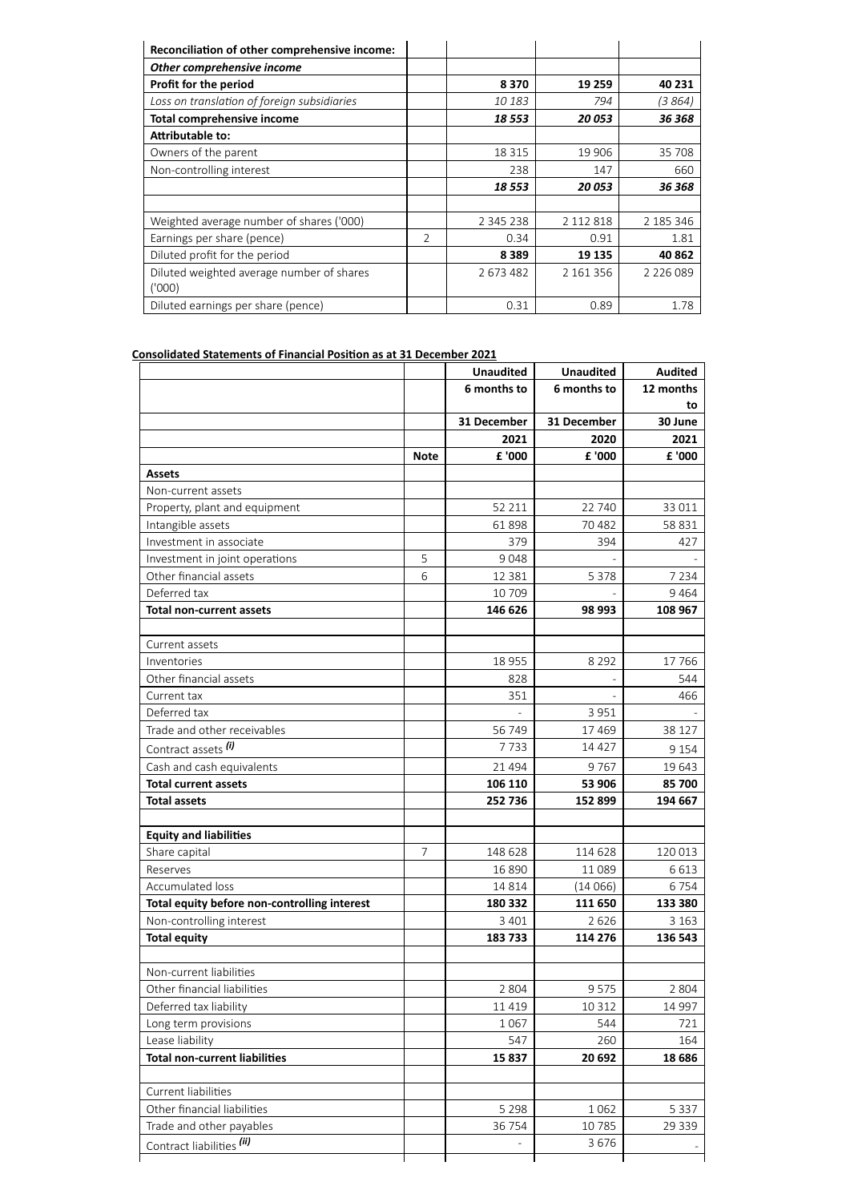| Reconciliation of other comprehensive income: | | | | |
|---|---|---|---|---|
| ***Other comprehensive income*** | | | | |
| **Profit for the period** | | **8 370** | **19 259** | **40 231** |
| *Loss on translation of foreign subsidiaries* | | *10 183* | *794* | *(3 864)* |
| **Total comprehensive income** | | ***18 553*** | ***20 053*** | ***36 368*** |
| **Attributable to:** | | | | |
| Owners of the parent | | 18 315 | 19 906 | 35 708 |
| Non-controlling interest | | 238 | 147 | 660 |
| | | ***18 553*** | ***20 053*** | ***36 368*** |
| | | | | |
| Weighted average number of shares ('000) | | 2 345 238 | 2 112 818 | 2 185 346 |
| Earnings per share (pence) | 2 | 0.34 | 0.91 | 1.81 |
| Diluted profit for the period | | **8 389** | **19 135** | **40 862** |
| Diluted weighted average number of shares ('000) | | 2 673 482 | 2 161 356 | 2 226 089 |
| Diluted earnings per share (pence) | | 0.31 | 0.89 | 1.78 |

**Consolidated Statements of Financial Position as at 31 December 2021**

| | | **Unaudited** | **Unaudited** | **Audited** |
|---|---|---|---|---|
| | | **6 months to** | **6 months to** | **12 months to** |
| | | **31 December** | **31 December** | **30 June** |
| | | **2021** | **2020** | **2021** |
| | **Note** | **£ '000** | **£ '000** | **£ '000** |
| **Assets** | | | | |
| Non-current assets | | | | |
| Property, plant and equipment | | 52 211 | 22 740 | 33 011 |
| Intangible assets | | 61 898 | 70 482 | 58 831 |
| Investment in associate | | 379 | 394 | 427 |
| Investment in joint operations | 5 | 9 048 | - | - |
| Other financial assets | 6 | 12 381 | 5 378 | 7 234 |
| Deferred tax | | 10 709 | - | 9 464 |
| **Total non-current assets** | | **146 626** | **98 993** | **108 967** |
| | | | | |
| Current assets | | | | |
| Inventories | | 18 955 | 8 292 | 17 766 |
| Other financial assets | | 828 | - | 544 |
| Current tax | | 351 | - | 466 |
| Deferred tax | | - | 3 951 | - |
| Trade and other receivables | | 56 749 | 17 469 | 38 127 |
| Contract assets ***(i)*** | | 7 733 | 14 427 | 9 154 |
| Cash and cash equivalents | | 21 494 | 9 767 | 19 643 |
| **Total current assets** | | **106 110** | **53 906** | **85 700** |
| **Total assets** | | **252 736** | **152 899** | **194 667** |
| | | | | |
| **Equity and liabilities** | | | | |
| Share capital | 7 | 148 628 | 114 628 | 120 013 |
| Reserves | | 16 890 | 11 089 | 6 613 |
| Accumulated loss | | 14 814 | (14 066) | 6 754 |
| **Total equity before non-controlling interest** | | **180 332** | **111 650** | **133 380** |
| Non-controlling interest | | 3 401 | 2 626 | 3 163 |
| **Total equity** | | **183 733** | **114 276** | **136 543** |
| | | | | |
| Non-current liabilities | | | | |
| Other financial liabilities | | 2 804 | 9 575 | 2 804 |
| Deferred tax liability | | 11 419 | 10 312 | 14 997 |
| Long term provisions | | 1 067 | 544 | 721 |
| Lease liability | | 547 | 260 | 164 |
| **Total non-current liabilities** | | **15 837** | **20 692** | **18 686** |
| | | | | |
| Current liabilities | | | | |
| Other financial liabilities | | 5 298 | 1 062 | 5 337 |
| Trade and other payables | | 36 754 | 10 785 | 29 339 |
| Contract liabilities ***(ii)*** | | - | 3 676 | - |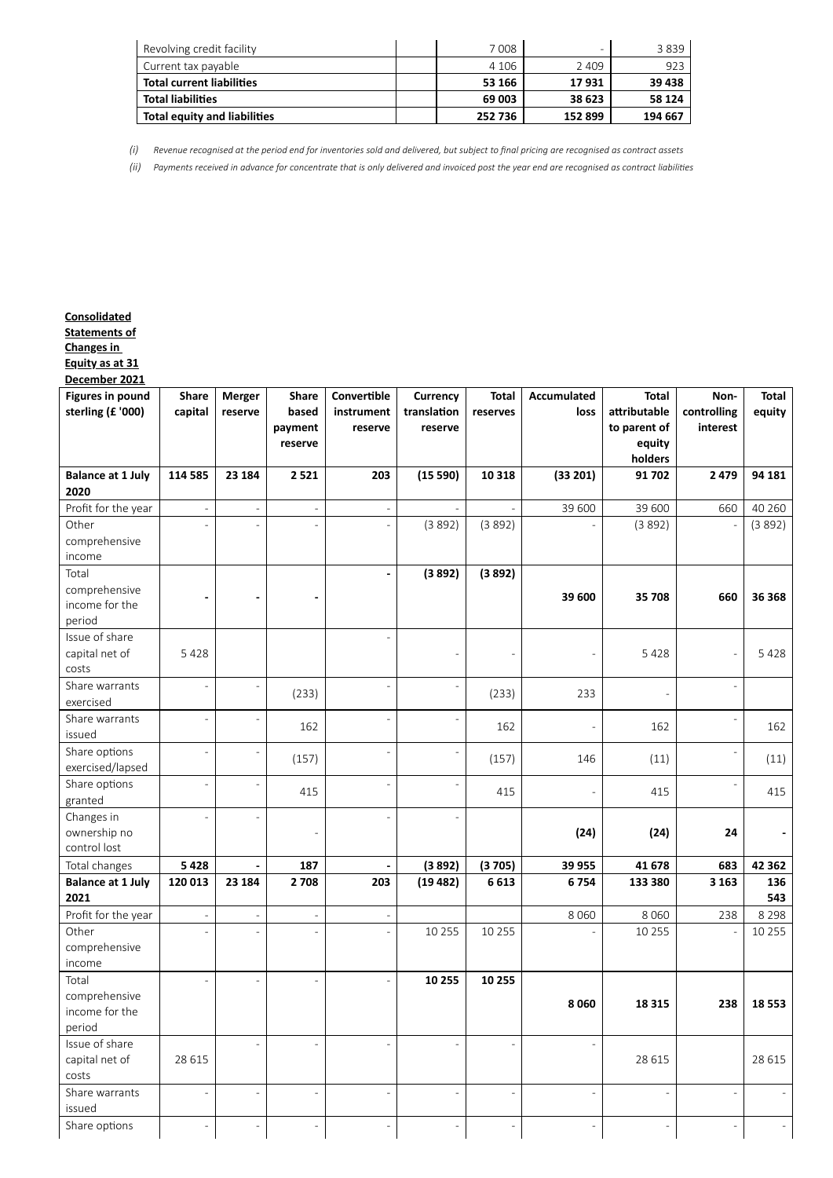| | | | | |
|---|---|---|---|---|
| Revolving credit facility | | 7 008 | - | 3 839 |
| Current tax payable | | 4 106 | 2 409 | 923 |
| **Total current liabilities** | | **53 166** | **17 931** | **39 438** |
| **Total liabilities** | | **69 003** | **38 623** | **58 124** |
| **Total equity and liabilities** | | **252 736** | **152 899** | **194 667** |

*(i) Revenue recognised at the period end for inventories sold and delivered, but subject to final pricing are recognised as contract assets*

*(ii) Payments received in advance for concentrate that is only delivered and invoiced post the year end are recognised as contract liabilities*

**Consolidated Statements of Changes in Equity as at 31 December 2021**

| Figures in pound sterling (£ '000) | Share capital | Merger reserve | Share based payment reserve | Convertible instrument reserve | Currency translation reserve | Total reserves | Accumulated loss | Total attributable to parent of equity holders | Non-controlling interest | Total equity |
|---|---|---|---|---|---|---|---|---|---|---|
| **Balance at 1 July 2020** | **114 585** | **23 184** | **2 521** | **203** | **(15 590)** | **10 318** | **(33 201)** | **91 702** | **2 479** | **94 181** |
| Profit for the year | - | - | - | - | - | - | 39 600 | 39 600 | 660 | 40 260 |
| Other comprehensive income | - | - | - | - | (3 892) | (3 892) | - | (3 892) | - | (3 892) |
| Total comprehensive income for the period | **-** | **-** | **-** | **-** | **(3 892)** | **(3 892)** | **39 600** | **35 708** | **660** | **36 368** |
| Issue of share capital net of costs | 5 428 | | | - | - | - | - | 5 428 | - | 5 428 |
| Share warrants exercised | - | - | (233) | - | - | (233) | 233 | - | - | |
| Share warrants issued | - | - | 162 | - | - | 162 | - | 162 | - | 162 |
| Share options exercised/lapsed | - | - | (157) | - | - | (157) | 146 | (11) | - | (11) |
| Share options granted | - | - | 415 | - | - | 415 | - | 415 | - | 415 |
| Changes in ownership no control lost | - | - | - | - | - | | **(24)** | **(24)** | **24** | **-** |
| Total changes | **5 428** | **-** | **187** | **-** | **(3 892)** | **(3 705)** | **39 955** | **41 678** | **683** | **42 362** |
| **Balance at 1 July 2021** | **120 013** | **23 184** | **2 708** | **203** | **(19 482)** | **6 613** | **6 754** | **133 380** | **3 163** | **136 543** |
| Profit for the year | - | - | - | - | | | 8 060 | 8 060 | 238 | 8 298 |
| Other comprehensive income | - | - | - | - | 10 255 | 10 255 | - | 10 255 | - | 10 255 |
| Total comprehensive income for the period | - | - | - | - | **10 255** | **10 255** | **8 060** | **18 315** | **238** | **18 553** |
| Issue of share capital net of costs | 28 615 | - | - | - | - | - | - | 28 615 | | 28 615 |
| Share warrants issued | - | - | - | - | - | - | - | - | - | - |
| Share options | - | - | - | - | - | - | - | - | - | - |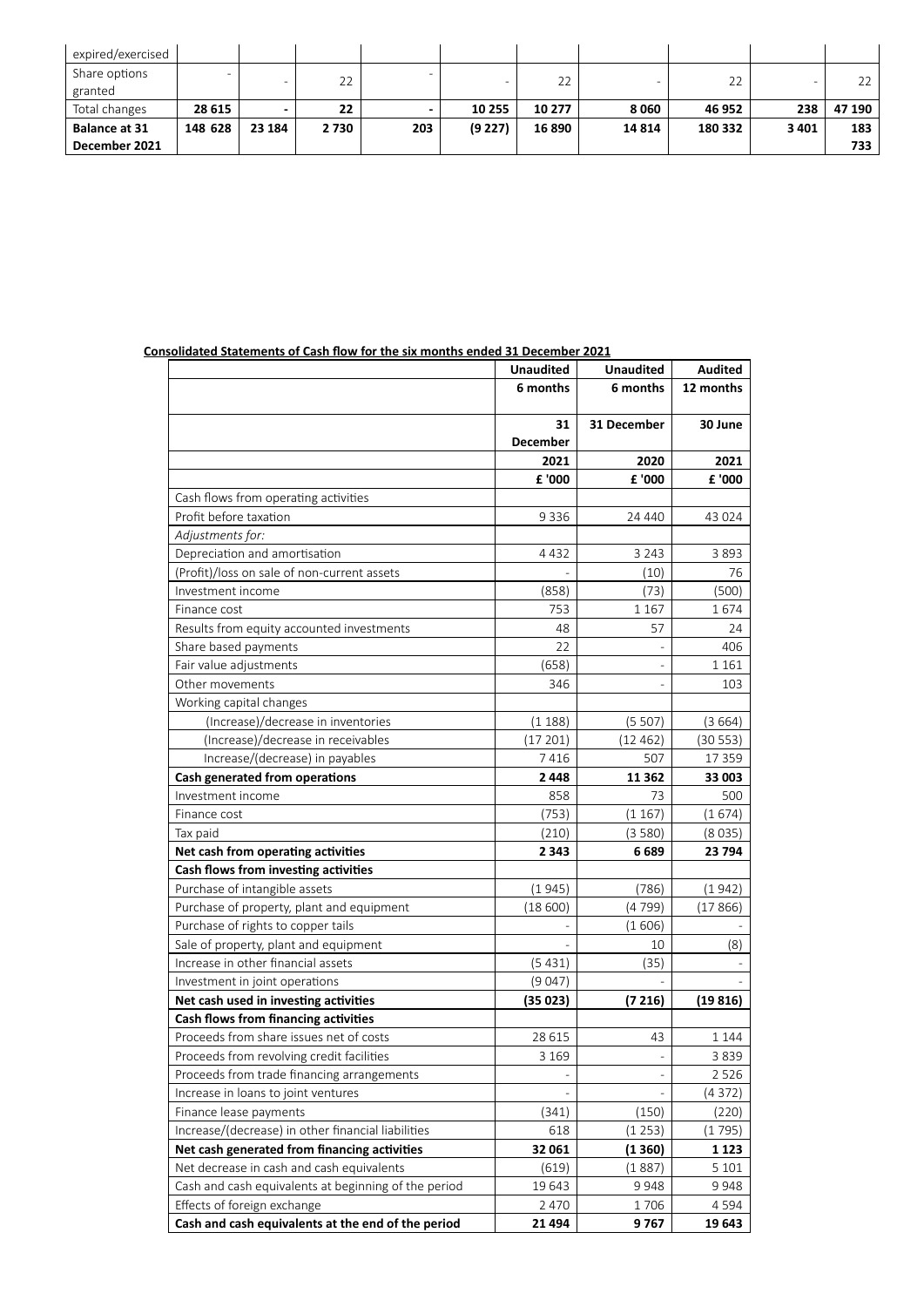| expired/exercised | | | | | | | | | | |
|---|---|---|---|---|---|---|---|---|---|---|
| Share options granted | - | - | 22 | - | - | 22 | - | 22 | - | 22 |
| Total changes | **28 615** | **-** | **22** | **-** | **10 255** | **10 277** | **8 060** | **46 952** | **238** | **47 190** |
| **Balance at 31 December 2021** | **148 628** | **23 184** | **2 730** | **203** | **(9 227)** | **16 890** | **14 814** | **180 332** | **3 401** | **183 733** |

**Consolidated Statements of Cash flow for the six months ended 31 December 2021**

| | Unaudited | Unaudited | Audited |
|---|---|---|---|
| | **6 months** | **6 months** | **12 months** |
| | **31 December** | **31 December** | **30 June** |
| | **2021** | **2020** | **2021** |
| | **£ '000** | **£ '000** | **£ '000** |
| Cash flows from operating activities | | | |
| Profit before taxation | 9 336 | 24 440 | 43 024 |
| *Adjustments for:* | | | |
| Depreciation and amortisation | 4 432 | 3 243 | 3 893 |
| (Profit)/loss on sale of non-current assets | - | (10) | 76 |
| Investment income | (858) | (73) | (500) |
| Finance cost | 753 | 1 167 | 1 674 |
| Results from equity accounted investments | 48 | 57 | 24 |
| Share based payments | 22 | - | 406 |
| Fair value adjustments | (658) | - | 1 161 |
| Other movements | 346 | - | 103 |
| Working capital changes | | | |
| (Increase)/decrease in inventories | (1 188) | (5 507) | (3 664) |
| (Increase)/decrease in receivables | (17 201) | (12 462) | (30 553) |
| Increase/(decrease) in payables | 7 416 | 507 | 17 359 |
| **Cash generated from operations** | **2 448** | **11 362** | **33 003** |
| Investment income | 858 | 73 | 500 |
| Finance cost | (753) | (1 167) | (1 674) |
| Tax paid | (210) | (3 580) | (8 035) |
| **Net cash from operating activities** | **2 343** | **6 689** | **23 794** |
| **Cash flows from investing activities** | | | |
| Purchase of intangible assets | (1 945) | (786) | (1 942) |
| Purchase of property, plant and equipment | (18 600) | (4 799) | (17 866) |
| Purchase of rights to copper tails | - | (1 606) | - |
| Sale of property, plant and equipment | - | 10 | (8) |
| Increase in other financial assets | (5 431) | (35) | - |
| Investment in joint operations | (9 047) | - | - |
| **Net cash used in investing activities** | **(35 023)** | **(7 216)** | **(19 816)** |
| **Cash flows from financing activities** | | | |
| Proceeds from share issues net of costs | 28 615 | 43 | 1 144 |
| Proceeds from revolving credit facilities | 3 169 | - | 3 839 |
| Proceeds from trade financing arrangements | - | - | 2 526 |
| Increase in loans to joint ventures | - | - | (4 372) |
| Finance lease payments | (341) | (150) | (220) |
| Increase/(decrease) in other financial liabilities | 618 | (1 253) | (1 795) |
| **Net cash generated from financing activities** | **32 061** | **(1 360)** | **1 123** |
| Net decrease in cash and cash equivalents | (619) | (1 887) | 5 101 |
| Cash and cash equivalents at beginning of the period | 19 643 | 9 948 | 9 948 |
| Effects of foreign exchange | 2 470 | 1 706 | 4 594 |
| **Cash and cash equivalents at the end of the period** | **21 494** | **9 767** | **19 643** |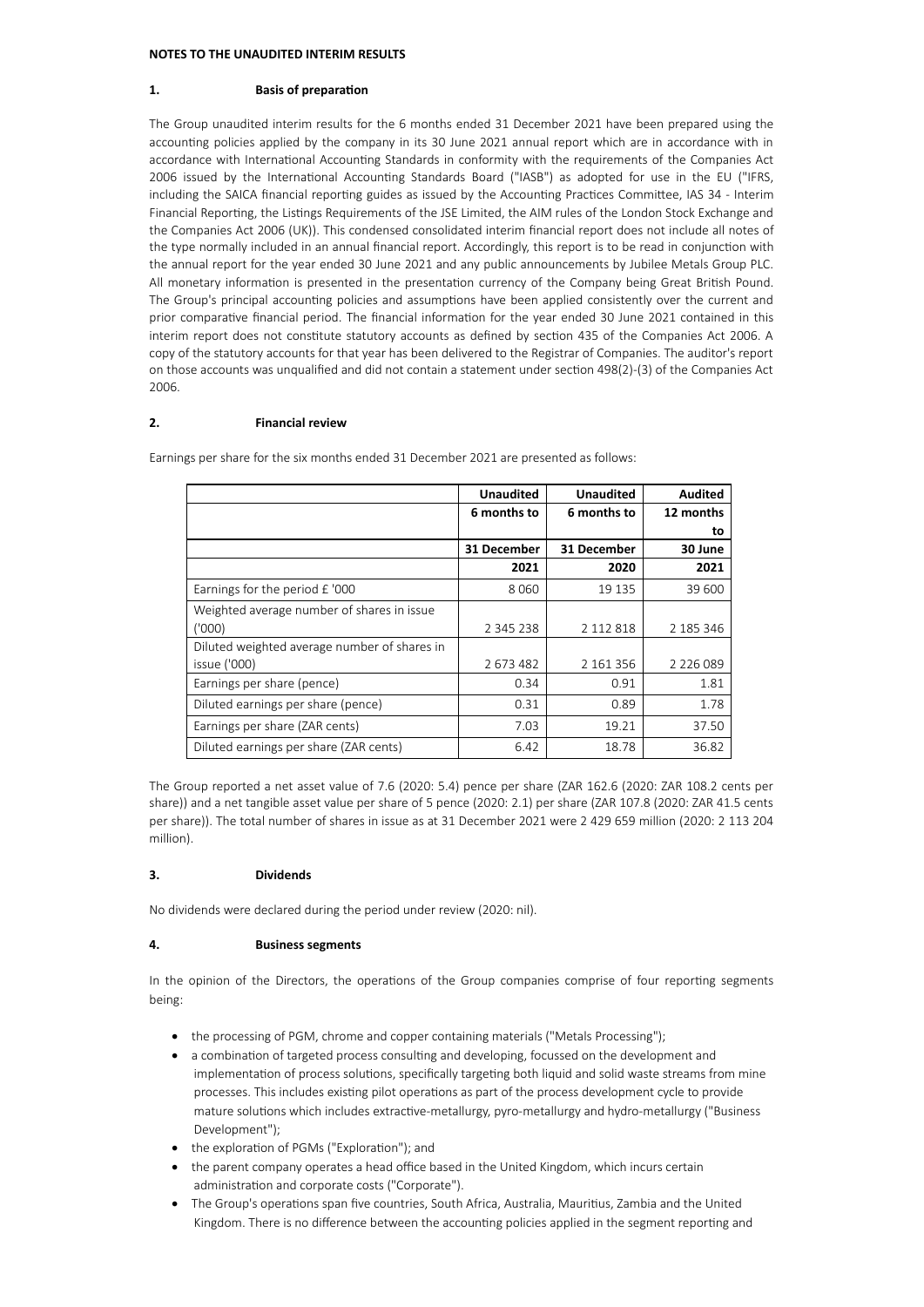**NOTES TO THE UNAUDITED INTERIM RESULTS**

## 1. Basis of preparation

The Group unaudited interim results for the 6 months ended 31 December 2021 have been prepared using the accounting policies applied by the company in its 30 June 2021 annual report which are in accordance with in accordance with International Accounting Standards in conformity with the requirements of the Companies Act 2006 issued by the International Accounting Standards Board ("IASB") as adopted for use in the EU ("IFRS, including the SAICA financial reporting guides as issued by the Accounting Practices Committee, IAS 34 - Interim Financial Reporting, the Listings Requirements of the JSE Limited, the AIM rules of the London Stock Exchange and the Companies Act 2006 (UK)). This condensed consolidated interim financial report does not include all notes of the type normally included in an annual financial report. Accordingly, this report is to be read in conjunction with the annual report for the year ended 30 June 2021 and any public announcements by Jubilee Metals Group PLC. All monetary information is presented in the presentation currency of the Company being Great British Pound. The Group's principal accounting policies and assumptions have been applied consistently over the current and prior comparative financial period. The financial information for the year ended 30 June 2021 contained in this interim report does not constitute statutory accounts as defined by section 435 of the Companies Act 2006. A copy of the statutory accounts for that year has been delivered to the Registrar of Companies. The auditor's report on those accounts was unqualified and did not contain a statement under section 498(2)-(3) of the Companies Act 2006.

## 2. Financial review

Earnings per share for the six months ended 31 December 2021 are presented as follows:

| | Unaudited | Unaudited | Audited |
|---|---|---|---|
| | 6 months to | 6 months to | 12 months to |
| | 31 December | 31 December | 30 June |
| | 2021 | 2020 | 2021 |
| Earnings for the period £ '000 | 8 060 | 19 135 | 39 600 |
| Weighted average number of shares in issue ('000) | 2 345 238 | 2 112 818 | 2 185 346 |
| Diluted weighted average number of shares in issue ('000) | 2 673 482 | 2 161 356 | 2 226 089 |
| Earnings per share (pence) | 0.34 | 0.91 | 1.81 |
| Diluted earnings per share (pence) | 0.31 | 0.89 | 1.78 |
| Earnings per share (ZAR cents) | 7.03 | 19.21 | 37.50 |
| Diluted earnings per share (ZAR cents) | 6.42 | 18.78 | 36.82 |

The Group reported a net asset value of 7.6 (2020: 5.4) pence per share (ZAR 162.6 (2020: ZAR 108.2 cents per share)) and a net tangible asset value per share of 5 pence (2020: 2.1) per share (ZAR 107.8 (2020: ZAR 41.5 cents per share)). The total number of shares in issue as at 31 December 2021 were 2 429 659 million (2020: 2 113 204 million).

## 3. Dividends

No dividends were declared during the period under review (2020: nil).

## 4. Business segments

In the opinion of the Directors, the operations of the Group companies comprise of four reporting segments being:

- the processing of PGM, chrome and copper containing materials ("Metals Processing");
- a combination of targeted process consulting and developing, focussed on the development and implementation of process solutions, specifically targeting both liquid and solid waste streams from mine processes. This includes existing pilot operations as part of the process development cycle to provide mature solutions which includes extractive-metallurgy, pyro-metallurgy and hydro-metallurgy ("Business Development");
- the exploration of PGMs ("Exploration"); and
- the parent company operates a head office based in the United Kingdom, which incurs certain administration and corporate costs ("Corporate").
- The Group's operations span five countries, South Africa, Australia, Mauritius, Zambia and the United Kingdom. There is no difference between the accounting policies applied in the segment reporting and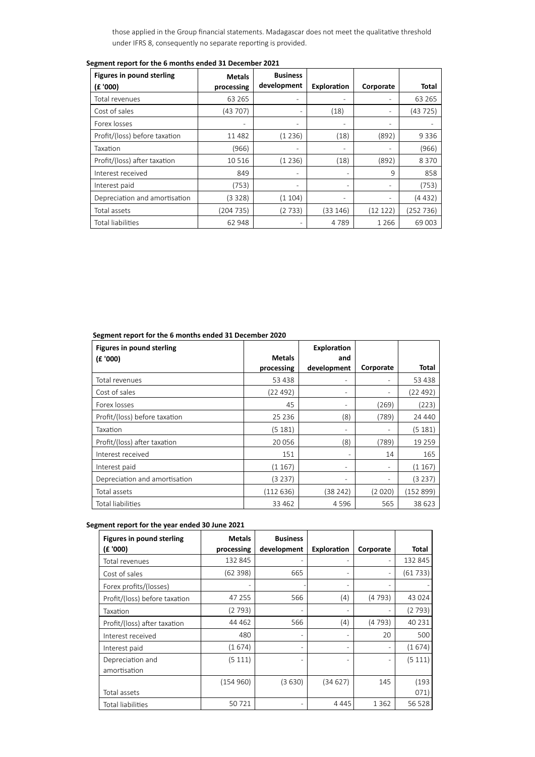those applied in the Group financial statements. Madagascar does not meet the qualitative threshold under IFRS 8, consequently no separate reporting is provided.

**Segment report for the 6 months ended 31 December 2021**

| Figures in pound sterling (£ '000) | Metals processing | Business development | Exploration | Corporate | Total |
|---|---|---|---|---|---|
| Total revenues | 63 265 | - | - | - | 63 265 |
| Cost of sales | (43 707) | - | (18) | - | (43 725) |
| Forex losses | - | - | - | - | - |
| Profit/(loss) before taxation | 11 482 | (1 236) | (18) | (892) | 9 336 |
| Taxation | (966) | - | - | - | (966) |
| Profit/(loss) after taxation | 10 516 | (1 236) | (18) | (892) | 8 370 |
| Interest received | 849 | - | - | 9 | 858 |
| Interest paid | (753) | - | - | - | (753) |
| Depreciation and amortisation | (3 328) | (1 104) | - | - | (4 432) |
| Total assets | (204 735) | (2 733) | (33 146) | (12 122) | (252 736) |
| Total liabilities | 62 948 | - | 4 789 | 1 266 | 69 003 |

**Segment report for the 6 months ended 31 December 2020**

| Figures in pound sterling (£ '000) | Metals processing | Exploration and development | Corporate | Total |
|---|---|---|---|---|
| Total revenues | 53 438 | - | - | 53 438 |
| Cost of sales | (22 492) | - | - | (22 492) |
| Forex losses | 45 | - | (269) | (223) |
| Profit/(loss) before taxation | 25 236 | (8) | (789) | 24 440 |
| Taxation | (5 181) | - | - | (5 181) |
| Profit/(loss) after taxation | 20 056 | (8) | (789) | 19 259 |
| Interest received | 151 | - | 14 | 165 |
| Interest paid | (1 167) | - | - | (1 167) |
| Depreciation and amortisation | (3 237) | - | - | (3 237) |
| Total assets | (112 636) | (38 242) | (2 020) | (152 899) |
| Total liabilities | 33 462 | 4 596 | 565 | 38 623 |

**Segment report for the year ended 30 June 2021**

| Figures in pound sterling (£ '000) | Metals processing | Business development | Exploration | Corporate | Total |
|---|---|---|---|---|---|
| Total revenues | 132 845 | - | - | - | 132 845 |
| Cost of sales | (62 398) | 665 | - | - | (61 733) |
| Forex profits/(losses) | - | - | - | - | - |
| Profit/(loss) before taxation | 47 255 | 566 | (4) | (4 793) | 43 024 |
| Taxation | (2 793) | - | - | - | (2 793) |
| Profit/(loss) after taxation | 44 462 | 566 | (4) | (4 793) | 40 231 |
| Interest received | 480 | - | - | 20 | 500 |
| Interest paid | (1 674) | - | - | - | (1 674) |
| Depreciation and amortisation | (5 111) | - | - | - | (5 111) |
| Total assets | (154 960) | (3 630) | (34 627) | 145 | (193 071) |
| Total liabilities | 50 721 | - | 4 445 | 1 362 | 56 528 |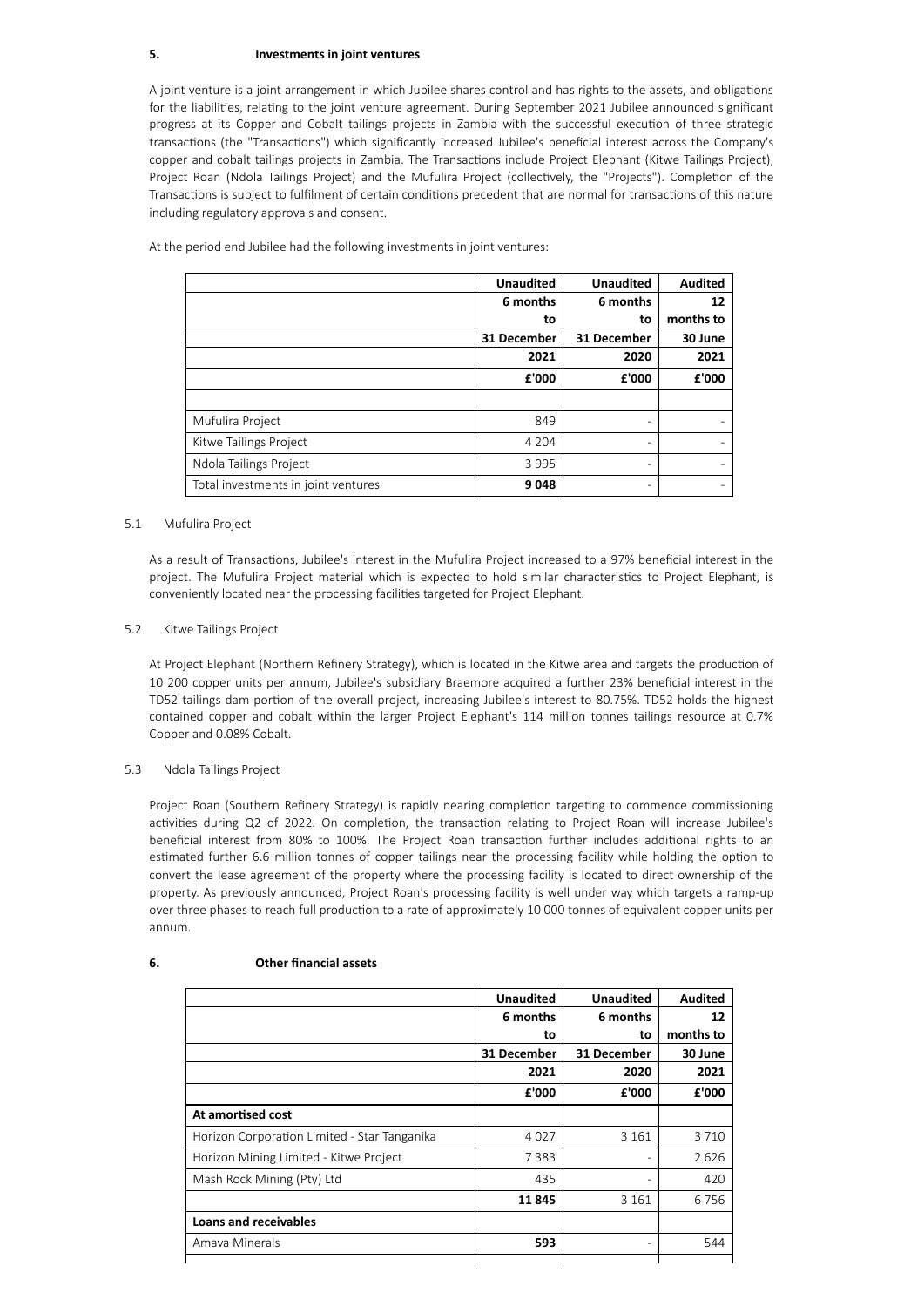## 5. Investments in joint ventures

A joint venture is a joint arrangement in which Jubilee shares control and has rights to the assets, and obligations for the liabilities, relating to the joint venture agreement. During September 2021 Jubilee announced significant progress at its Copper and Cobalt tailings projects in Zambia with the successful execution of three strategic transactions (the "Transactions") which significantly increased Jubilee's beneficial interest across the Company's copper and cobalt tailings projects in Zambia. The Transactions include Project Elephant (Kitwe Tailings Project), Project Roan (Ndola Tailings Project) and the Mufulira Project (collectively, the "Projects"). Completion of the Transactions is subject to fulfilment of certain conditions precedent that are normal for transactions of this nature including regulatory approvals and consent.

At the period end Jubilee had the following investments in joint ventures:

| | Unaudited | Unaudited | Audited |
|---|---|---|---|
| | 6 months to | 6 months to | 12 months to |
| | 31 December 2021 | 31 December 2020 | 30 June 2021 |
| | £'000 | £'000 | £'000 |
| | | | |
| Mufulira Project | 849 | - | - |
| Kitwe Tailings Project | 4 204 | - | - |
| Ndola Tailings Project | 3 995 | - | - |
| Total investments in joint ventures | **9 048** | - | - |

### 5.1 Mufulira Project

As a result of Transactions, Jubilee's interest in the Mufulira Project increased to a 97% beneficial interest in the project. The Mufulira Project material which is expected to hold similar characteristics to Project Elephant, is conveniently located near the processing facilities targeted for Project Elephant.

### 5.2 Kitwe Tailings Project

At Project Elephant (Northern Refinery Strategy), which is located in the Kitwe area and targets the production of 10 200 copper units per annum, Jubilee's subsidiary Braemore acquired a further 23% beneficial interest in the TD52 tailings dam portion of the overall project, increasing Jubilee's interest to 80.75%. TD52 holds the highest contained copper and cobalt within the larger Project Elephant's 114 million tonnes tailings resource at 0.7% Copper and 0.08% Cobalt.

### 5.3 Ndola Tailings Project

Project Roan (Southern Refinery Strategy) is rapidly nearing completion targeting to commence commissioning activities during Q2 of 2022. On completion, the transaction relating to Project Roan will increase Jubilee's beneficial interest from 80% to 100%. The Project Roan transaction further includes additional rights to an estimated further 6.6 million tonnes of copper tailings near the processing facility while holding the option to convert the lease agreement of the property where the processing facility is located to direct ownership of the property. As previously announced, Project Roan's processing facility is well under way which targets a ramp-up over three phases to reach full production to a rate of approximately 10 000 tonnes of equivalent copper units per annum.

## 6. Other financial assets

| | Unaudited | Unaudited | Audited |
|---|---|---|---|
| | 6 months to | 6 months to | 12 months to |
| | 31 December 2021 | 31 December 2020 | 30 June 2021 |
| | £'000 | £'000 | £'000 |
| **At amortised cost** | | | |
| Horizon Corporation Limited - Star Tanganika | 4 027 | 3 161 | 3 710 |
| Horizon Mining Limited - Kitwe Project | 7 383 | - | 2 626 |
| Mash Rock Mining (Pty) Ltd | 435 | - | 420 |
| | **11 845** | 3 161 | 6 756 |
| **Loans and receivables** | | | |
| Amava Minerals | **593** | - | 544 |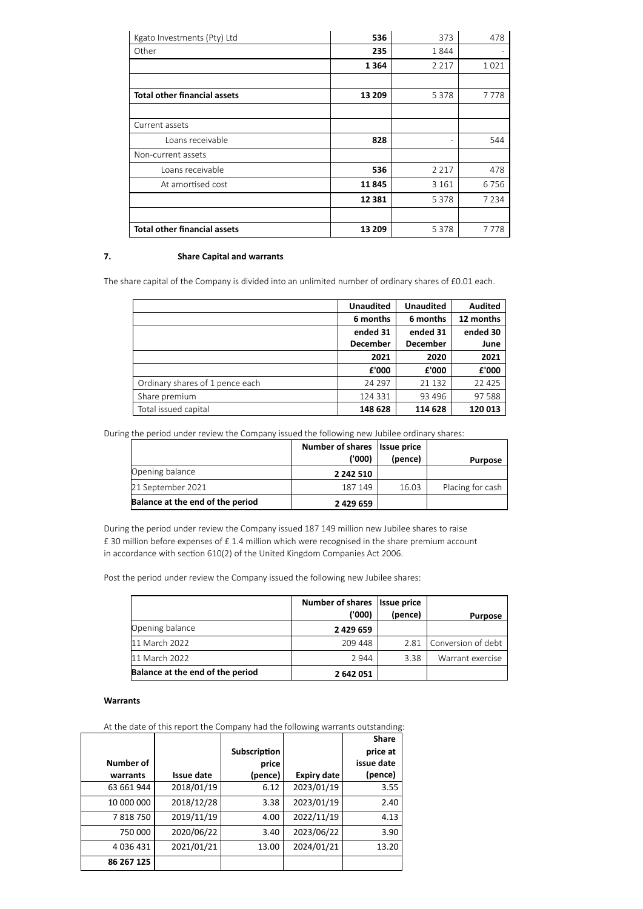| | | | |
|---|---|---|---|
| Kgato Investments (Pty) Ltd | **536** | 373 | 478 |
| Other | **235** | 1 844 | - |
| | **1 364** | 2 217 | 1 021 |
| | | | |
| **Total other financial assets** | **13 209** | 5 378 | 7 778 |
| | | | |
| Current assets | | | |
| Loans receivable | **828** | - | 544 |
| Non-current assets | | | |
| Loans receivable | **536** | 2 217 | 478 |
| At amortised cost | **11 845** | 3 161 | 6 756 |
| | **12 381** | 5 378 | 7 234 |
| | | | |
| **Total other financial assets** | **13 209** | 5 378 | 7 778 |

## 7. Share Capital and warrants

The share capital of the Company is divided into an unlimited number of ordinary shares of £0.01 each.

| | Unaudited 6 months ended 31 December 2021 £'000 | Unaudited 6 months ended 31 December 2020 £'000 | Audited 12 months ended 30 June 2021 £'000 |
|---|---|---|---|
| Ordinary shares of 1 pence each | 24 297 | 21 132 | 22 425 |
| Share premium | 124 331 | 93 496 | 97 588 |
| Total issued capital | **148 628** | **114 628** | **120 013** |

During the period under review the Company issued the following new Jubilee ordinary shares:

| | Number of shares ('000) | Issue price (pence) | Purpose |
|---|---|---|---|
| Opening balance | **2 242 510** | | |
| 21 September 2021 | 187 149 | 16.03 | Placing for cash |
| **Balance at the end of the period** | **2 429 659** | | |

During the period under review the Company issued 187 149 million new Jubilee shares to raise £ 30 million before expenses of £ 1.4 million which were recognised in the share premium account in accordance with section 610(2) of the United Kingdom Companies Act 2006.

Post the period under review the Company issued the following new Jubilee shares:

| | Number of shares ('000) | Issue price (pence) | Purpose |
|---|---|---|---|
| Opening balance | **2 429 659** | | |
| 11 March 2022 | 209 448 | 2.81 | Conversion of debt |
| 11 March 2022 | 2 944 | 3.38 | Warrant exercise |
| **Balance at the end of the period** | **2 642 051** | | |

**Warrants**

At the date of this report the Company had the following warrants outstanding:

| Number of warrants | Issue date | Subscription price (pence) | Expiry date | Share price at issue date (pence) |
|---|---|---|---|---|
| 63 661 944 | 2018/01/19 | 6.12 | 2023/01/19 | 3.55 |
| 10 000 000 | 2018/12/28 | 3.38 | 2023/01/19 | 2.40 |
| 7 818 750 | 2019/11/19 | 4.00 | 2022/11/19 | 4.13 |
| 750 000 | 2020/06/22 | 3.40 | 2023/06/22 | 3.90 |
| 4 036 431 | 2021/01/21 | 13.00 | 2024/01/21 | 13.20 |
| **86 267 125** | | | | |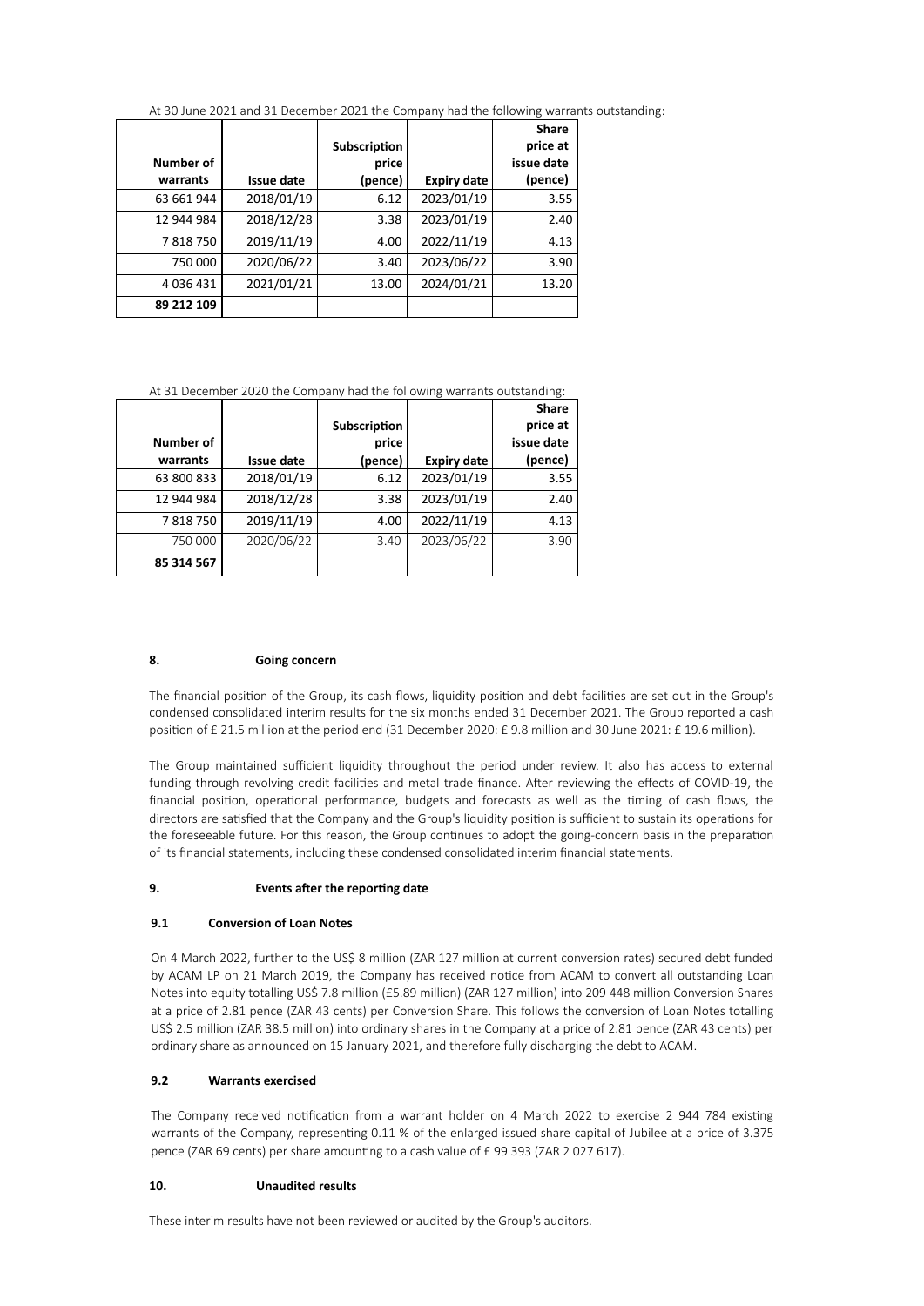At 30 June 2021 and 31 December 2021 the Company had the following warrants outstanding:

| Number of warrants | Issue date | Subscription price (pence) | Expiry date | Share price at issue date (pence) |
|---|---|---|---|---|
| 63 661 944 | 2018/01/19 | 6.12 | 2023/01/19 | 3.55 |
| 12 944 984 | 2018/12/28 | 3.38 | 2023/01/19 | 2.40 |
| 7 818 750 | 2019/11/19 | 4.00 | 2022/11/19 | 4.13 |
| 750 000 | 2020/06/22 | 3.40 | 2023/06/22 | 3.90 |
| 4 036 431 | 2021/01/21 | 13.00 | 2024/01/21 | 13.20 |
| **89 212 109** | | | | |

At 31 December 2020 the Company had the following warrants outstanding:

| Number of warrants | Issue date | Subscription price (pence) | Expiry date | Share price at issue date (pence) |
|---|---|---|---|---|
| 63 800 833 | 2018/01/19 | 6.12 | 2023/01/19 | 3.55 |
| 12 944 984 | 2018/12/28 | 3.38 | 2023/01/19 | 2.40 |
| 7 818 750 | 2019/11/19 | 4.00 | 2022/11/19 | 4.13 |
| 750 000 | 2020/06/22 | 3.40 | 2023/06/22 | 3.90 |
| **85 314 567** | | | | |

## 8. Going concern

The financial position of the Group, its cash flows, liquidity position and debt facilities are set out in the Group's condensed consolidated interim results for the six months ended 31 December 2021. The Group reported a cash position of £ 21.5 million at the period end (31 December 2020: £ 9.8 million and 30 June 2021: £ 19.6 million).

The Group maintained sufficient liquidity throughout the period under review. It also has access to external funding through revolving credit facilities and metal trade finance. After reviewing the effects of COVID-19, the financial position, operational performance, budgets and forecasts as well as the timing of cash flows, the directors are satisfied that the Company and the Group's liquidity position is sufficient to sustain its operations for the foreseeable future. For this reason, the Group continues to adopt the going-concern basis in the preparation of its financial statements, including these condensed consolidated interim financial statements.

## 9. Events after the reporting date

### 9.1 Conversion of Loan Notes

On 4 March 2022, further to the US$ 8 million (ZAR 127 million at current conversion rates) secured debt funded by ACAM LP on 21 March 2019, the Company has received notice from ACAM to convert all outstanding Loan Notes into equity totalling US$ 7.8 million (£5.89 million) (ZAR 127 million) into 209 448 million Conversion Shares at a price of 2.81 pence (ZAR 43 cents) per Conversion Share. This follows the conversion of Loan Notes totalling US$ 2.5 million (ZAR 38.5 million) into ordinary shares in the Company at a price of 2.81 pence (ZAR 43 cents) per ordinary share as announced on 15 January 2021, and therefore fully discharging the debt to ACAM.

### 9.2 Warrants exercised

The Company received notification from a warrant holder on 4 March 2022 to exercise 2 944 784 existing warrants of the Company, representing 0.11 % of the enlarged issued share capital of Jubilee at a price of 3.375 pence (ZAR 69 cents) per share amounting to a cash value of £ 99 393 (ZAR 2 027 617).

## 10. Unaudited results

These interim results have not been reviewed or audited by the Group's auditors.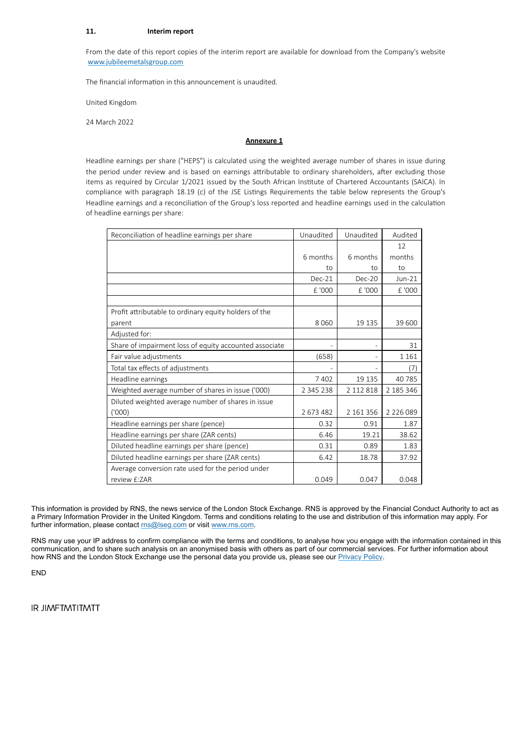**11. Interim report**

From the date of this report copies of the interim report are available for download from the Company's website www.jubileemetalsgroup.com

The financial information in this announcement is unaudited.

United Kingdom

24 March 2022

**Annexure 1**

Headline earnings per share ("HEPS") is calculated using the weighted average number of shares in issue during the period under review and is based on earnings attributable to ordinary shareholders, after excluding those items as required by Circular 1/2021 issued by the South African Institute of Chartered Accountants (SAICA). In compliance with paragraph 18.19 (c) of the JSE Listings Requirements the table below represents the Group's Headline earnings and a reconciliation of the Group's loss reported and headline earnings used in the calculation of headline earnings per share:

| Reconciliation of headline earnings per share | Unaudited | Unaudited | Audited |
|---|---|---|---|
| | 6 months to | 6 months to | 12 months to |
| | Dec-21 | Dec-20 | Jun-21 |
| | £ '000 | £ '000 | £ '000 |
| | | | |
| Profit attributable to ordinary equity holders of the parent | 8 060 | 19 135 | 39 600 |
| Adjusted for: | | | |
| Share of impairment loss of equity accounted associate | - | - | 31 |
| Fair value adjustments | (658) | - | 1 161 |
| Total tax effects of adjustments | - | - | (7) |
| Headline earnings | 7 402 | 19 135 | 40 785 |
| Weighted average number of shares in issue ('000) | 2 345 238 | 2 112 818 | 2 185 346 |
| Diluted weighted average number of shares in issue ('000) | 2 673 482 | 2 161 356 | 2 226 089 |
| Headline earnings per share (pence) | 0.32 | 0.91 | 1.87 |
| Headline earnings per share (ZAR cents) | 6.46 | 19.21 | 38.62 |
| Diluted headline earnings per share (pence) | 0.31 | 0.89 | 1.83 |
| Diluted headline earnings per share (ZAR cents) | 6.42 | 18.78 | 37.92 |
| Average conversion rate used for the period under review £:ZAR | 0.049 | 0.047 | 0.048 |

This information is provided by RNS, the news service of the London Stock Exchange. RNS is approved by the Financial Conduct Authority to act as a Primary Information Provider in the United Kingdom. Terms and conditions relating to the use and distribution of this information may apply. For further information, please contact rns@lseg.com or visit www.rns.com.

RNS may use your IP address to confirm compliance with the terms and conditions, to analyse how you engage with the information contained in this communication, and to share such analysis on an anonymised basis with others as part of our commercial services. For further information about how RNS and the London Stock Exchange use the personal data you provide us, please see our Privacy Policy.

END

IR JIMFTMTITMTT